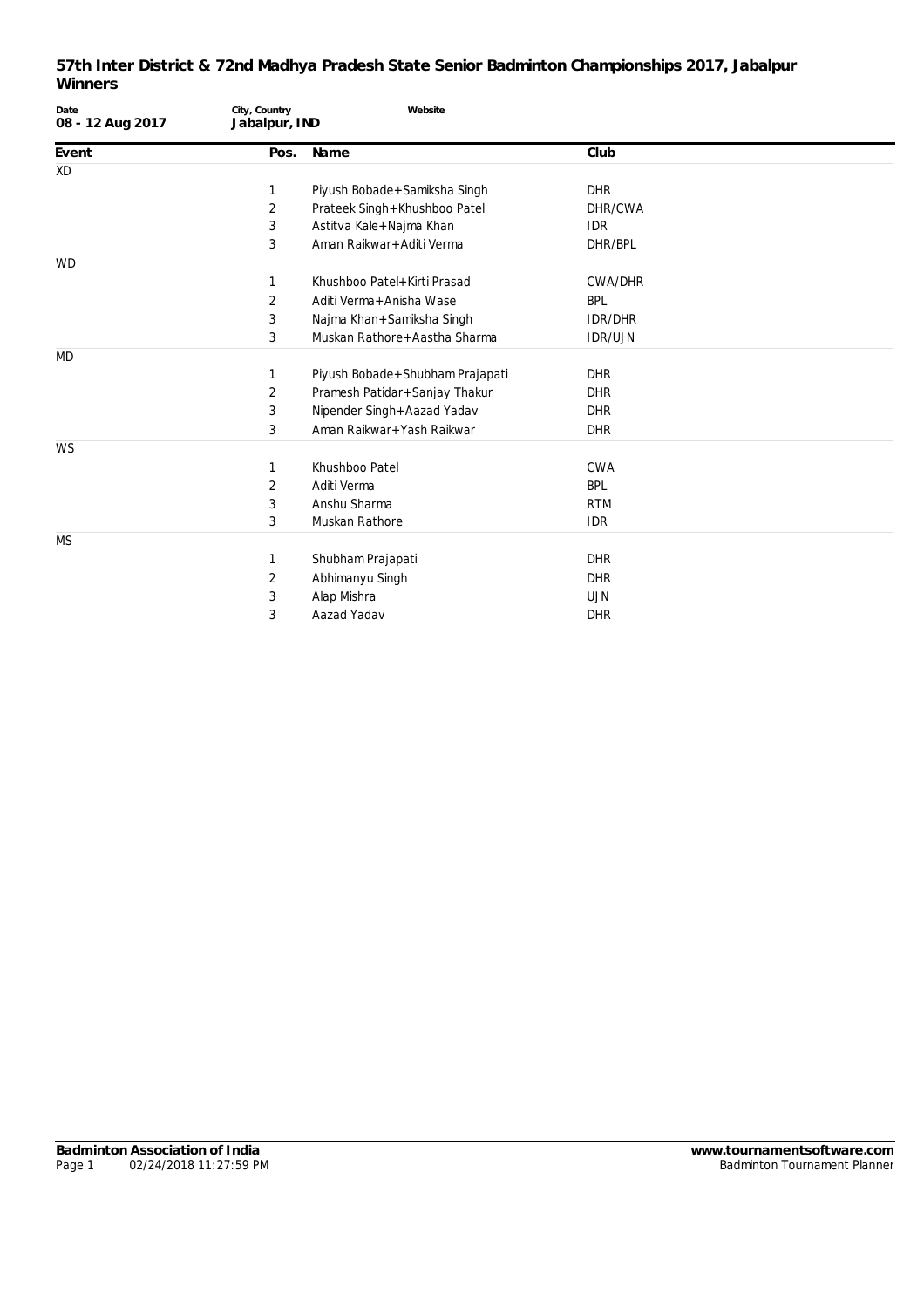# 57th Inter District & 72nd Madhya Pradesh State Senior Badminton Championships 2017, Jabalpur
## Winners

| Date | City, Country | Website |
|---|---|---|
| 08 - 12 Aug 2017 | Jabalpur, IND | |

| Event | Pos. | Name | Club |
|---|---|---|---|
| XD | | | |
| | 1 | Piyush Bobade+Samiksha Singh | DHR |
| | 2 | Prateek Singh+Khushboo Patel | DHR/CWA |
| | 3 | Astitva Kale+Najma Khan | IDR |
| | 3 | Aman Raikwar+Aditi Verma | DHR/BPL |
| WD | | | |
| | 1 | Khushboo Patel+Kirti Prasad | CWA/DHR |
| | 2 | Aditi Verma+Anisha Wase | BPL |
| | 3 | Najma Khan+Samiksha Singh | IDR/DHR |
| | 3 | Muskan Rathore+Aastha Sharma | IDR/UJN |
| MD | | | |
| | 1 | Piyush Bobade+Shubham Prajapati | DHR |
| | 2 | Pramesh Patidar+Sanjay Thakur | DHR |
| | 3 | Nipender Singh+Aazad Yadav | DHR |
| | 3 | Aman Raikwar+Yash Raikwar | DHR |
| WS | | | |
| | 1 | Khushboo Patel | CWA |
| | 2 | Aditi Verma | BPL |
| | 3 | Anshu Sharma | RTM |
| | 3 | Muskan Rathore | IDR |
| MS | | | |
| | 1 | Shubham Prajapati | DHR |
| | 2 | Abhimanyu Singh | DHR |
| | 3 | Alap Mishra | UJN |
| | 3 | Aazad Yadav | DHR |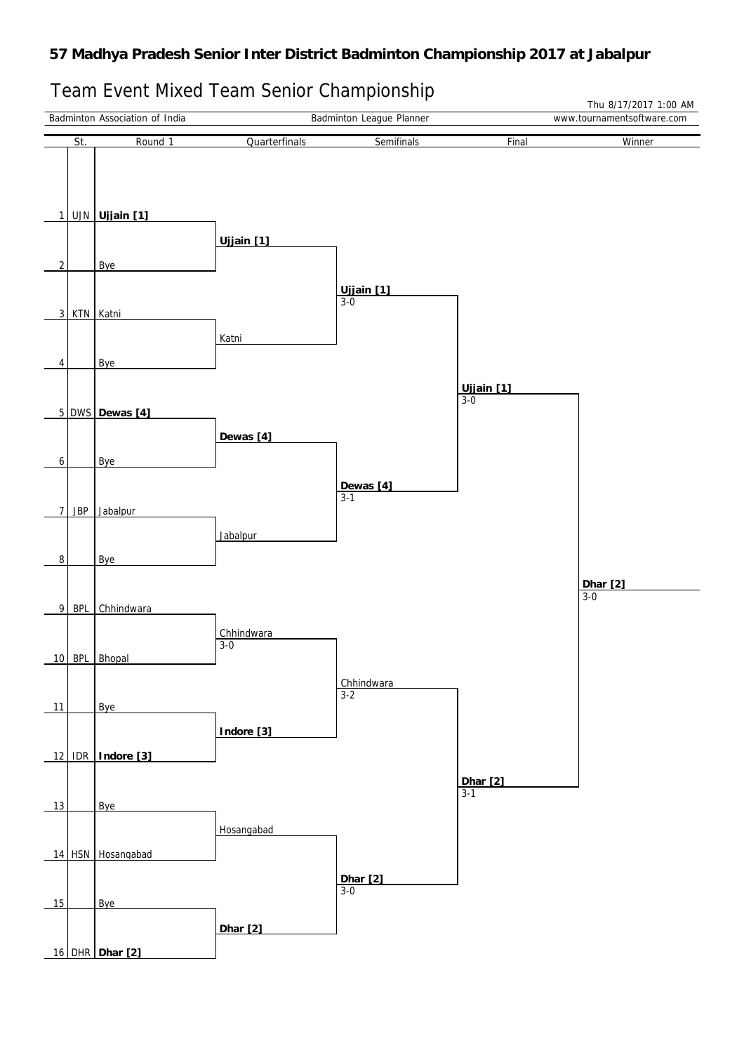# 57 Madhya Pradesh Senior Inter District Badminton Championship 2017 at Jabalpur

## Team Event Mixed Team Senior Championship

Thu 8/17/2017 1:00 AM

Badminton Association of India | Badminton League Planner | www.tournamentsoftware.com

| St. | | Round 1 | Quarterfinals | Semifinals | Final | Winner |
|---|---|---|---|---|---|---|
| 1 | UJN | **Ujjain [1]** | | | | |
| | | | **Ujjain [1]** | | | |
| 2 | | Bye | | | | |
| | | | | **Ujjain [1]** 3-0 | | |
| 3 | KTN | Katni | | | | |
| | | | Katni | | | |
| 4 | | Bye | | | | |
| | | | | | **Ujjain [1]** 3-0 | |
| 5 | DWS | **Dewas [4]** | | | | |
| | | | **Dewas [4]** | | | |
| 6 | | Bye | | | | |
| | | | | **Dewas [4]** 3-1 | | |
| 7 | JBP | Jabalpur | | | | |
| | | | Jabalpur | | | |
| 8 | | Bye | | | | |
| | | | | | | **Dhar [2]** 3-0 |
| 9 | BPL | Chhindwara | | | | |
| | | | Chhindwara 3-0 | | | |
| 10 | BPL | Bhopal | | | | |
| | | | | Chhindwara 3-2 | | |
| 11 | | Bye | | | | |
| | | | **Indore [3]** | | | |
| 12 | IDR | **Indore [3]** | | | | |
| | | | | | **Dhar [2]** 3-1 | |
| 13 | | Bye | | | | |
| | | | Hosangabad | | | |
| 14 | HSN | Hosangabad | | | | |
| | | | | **Dhar [2]** 3-0 | | |
| 15 | | Bye | | | | |
| | | | **Dhar [2]** | | | |
| 16 | DHR | **Dhar [2]** | | | | |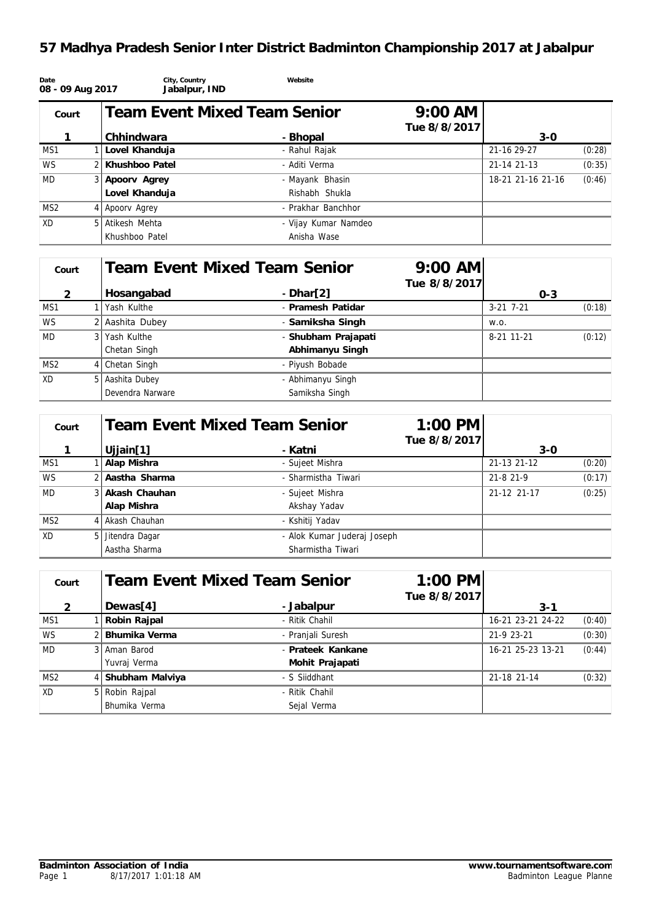# 57 Madhya Pradesh Senior Inter District Badminton Championship 2017 at Jabalpur

| Date | City, Country | Website |
|---|---|---|
| 08 - 09 Aug 2017 | Jabalpur, IND | |

| Court | | Team Event Mixed Team Senior | | 9:00 AM Tue 8/8/2017 | | |
|---|---|---|---|---|---|---|
| 1 | | **Chhindwara** | **- Bhopal** | | **3-0** | |
| MS1 | 1 | **Lovel Khanduja** | - Rahul Rajak | | 21-16 29-27 | (0:28) |
| WS | 2 | **Khushboo Patel** | - Aditi Verma | | 21-14 21-13 | (0:35) |
| MD | 3 | **Apoorv Agrey**<br>**Lovel Khanduja** | - Mayank Bhasin<br>Rishabh Shukla | | 18-21 21-16 21-16 | (0:46) |
| MS2 | 4 | Apoorv Agrey | - Prakhar Banchhor | | | |
| XD | 5 | Atikesh Mehta<br>Khushboo Patel | - Vijay Kumar Namdeo<br>Anisha Wase | | | |

| Court | | Team Event Mixed Team Senior | | 9:00 AM Tue 8/8/2017 | | |
|---|---|---|---|---|---|---|
| 2 | | **Hosangabad** | **- Dhar[2]** | | **0-3** | |
| MS1 | 1 | Yash Kulthe | - **Pramesh Patidar** | | 3-21 7-21 | (0:18) |
| WS | 2 | Aashita Dubey | - **Samiksha Singh** | | w.o. | |
| MD | 3 | Yash Kulthe<br>Chetan Singh | - **Shubham Prajapati**<br>**Abhimanyu Singh** | | 8-21 11-21 | (0:12) |
| MS2 | 4 | Chetan Singh | - Piyush Bobade | | | |
| XD | 5 | Aashita Dubey<br>Devendra Narware | - Abhimanyu Singh<br>Samiksha Singh | | | |

| Court | | Team Event Mixed Team Senior | | 1:00 PM Tue 8/8/2017 | | |
|---|---|---|---|---|---|---|
| 1 | | **Ujjain[1]** | **- Katni** | | **3-0** | |
| MS1 | 1 | **Alap Mishra** | - Sujeet Mishra | | 21-13 21-12 | (0:20) |
| WS | 2 | **Aastha Sharma** | - Sharmistha Tiwari | | 21-8 21-9 | (0:17) |
| MD | 3 | **Akash Chauhan**<br>**Alap Mishra** | - Sujeet Mishra<br>Akshay Yadav | | 21-12 21-17 | (0:25) |
| MS2 | 4 | Akash Chauhan | - Kshitij Yadav | | | |
| XD | 5 | Jitendra Dagar<br>Aastha Sharma | - Alok Kumar Juderaj Joseph<br>Sharmistha Tiwari | | | |

| Court | | Team Event Mixed Team Senior | | 1:00 PM Tue 8/8/2017 | | |
|---|---|---|---|---|---|---|
| 2 | | **Dewas[4]** | **- Jabalpur** | | **3-1** | |
| MS1 | 1 | **Robin Rajpal** | - Ritik Chahil | | 16-21 23-21 24-22 | (0:40) |
| WS | 2 | **Bhumika Verma** | - Pranjali Suresh | | 21-9 23-21 | (0:30) |
| MD | 3 | Aman Barod<br>Yuvraj Verma | - **Prateek Kankane**<br>**Mohit Prajapati** | | 16-21 25-23 13-21 | (0:44) |
| MS2 | 4 | **Shubham Malviya** | - S Siiddhant | | 21-18 21-14 | (0:32) |
| XD | 5 | Robin Rajpal<br>Bhumika Verma | - Ritik Chahil<br>Sejal Verma | | | |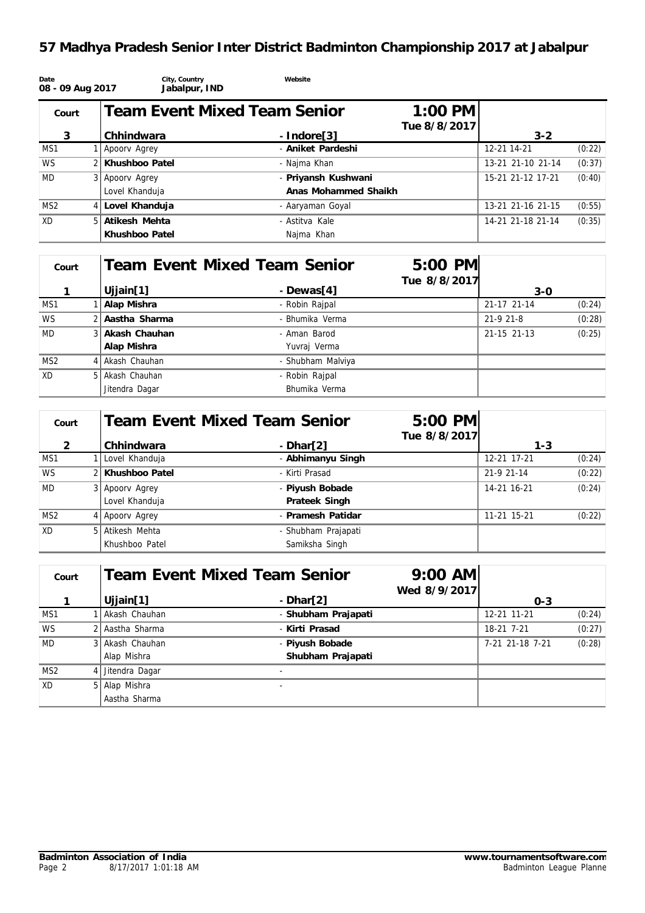# 57 Madhya Pradesh Senior Inter District Badminton Championship 2017 at Jabalpur

| Date | City, Country | Website |
|---|---|---|
| 08 - 09 Aug 2017 | Jabalpur, IND | |

| Court | | Team Event Mixed Team Senior | | 1:00 PM Tue 8/8/2017 | |
|---|---|---|---|---|---|
| 3 | | **Chhindwara** | - Indore[3] | 3-2 | |
| MS1 | 1 | Apoorv Agrey | - **Aniket Pardeshi** | 12-21 14-21 | (0:22) |
| WS | 2 | **Khushboo Patel** | - Najma Khan | 13-21 21-10 21-14 | (0:37) |
| MD | 3 | Apoorv Agrey<br>Lovel Khanduja | - **Priyansh Kushwani**<br>**Anas Mohammed Shaikh** | 15-21 21-12 17-21 | (0:40) |
| MS2 | 4 | **Lovel Khanduja** | - Aaryaman Goyal | 13-21 21-16 21-15 | (0:55) |
| XD | 5 | **Atikesh Mehta**<br>**Khushboo Patel** | - Astitva Kale<br>Najma Khan | 14-21 21-18 21-14 | (0:35) |

| Court | | Team Event Mixed Team Senior | | 5:00 PM Tue 8/8/2017 | |
|---|---|---|---|---|---|
| 1 | | **Ujjain[1]** | - Dewas[4] | 3-0 | |
| MS1 | 1 | **Alap Mishra** | - Robin Rajpal | 21-17 21-14 | (0:24) |
| WS | 2 | **Aastha Sharma** | - Bhumika Verma | 21-9 21-8 | (0:28) |
| MD | 3 | **Akash Chauhan**<br>**Alap Mishra** | - Aman Barod<br>Yuvraj Verma | 21-15 21-13 | (0:25) |
| MS2 | 4 | Akash Chauhan | - Shubham Malviya | | |
| XD | 5 | Akash Chauhan<br>Jitendra Dagar | - Robin Rajpal<br>Bhumika Verma | | |

| Court | | Team Event Mixed Team Senior | | 5:00 PM Tue 8/8/2017 | |
|---|---|---|---|---|---|
| 2 | | Chhindwara | - **Dhar[2]** | 1-3 | |
| MS1 | 1 | Lovel Khanduja | - **Abhimanyu Singh** | 12-21 17-21 | (0:24) |
| WS | 2 | **Khushboo Patel** | - Kirti Prasad | 21-9 21-14 | (0:22) |
| MD | 3 | Apoorv Agrey<br>Lovel Khanduja | - **Piyush Bobade**<br>**Prateek Singh** | 14-21 16-21 | (0:24) |
| MS2 | 4 | Apoorv Agrey | - **Pramesh Patidar** | 11-21 15-21 | (0:22) |
| XD | 5 | Atikesh Mehta<br>Khushboo Patel | - Shubham Prajapati<br>Samiksha Singh | | |

| Court | | Team Event Mixed Team Senior | | 9:00 AM Wed 8/9/2017 | |
|---|---|---|---|---|---|
| 1 | | Ujjain[1] | - **Dhar[2]** | 0-3 | |
| MS1 | 1 | Akash Chauhan | - **Shubham Prajapati** | 12-21 11-21 | (0:24) |
| WS | 2 | Aastha Sharma | - **Kirti Prasad** | 18-21 7-21 | (0:27) |
| MD | 3 | Akash Chauhan<br>Alap Mishra | - **Piyush Bobade**<br>**Shubham Prajapati** | 7-21 21-18 7-21 | (0:28) |
| MS2 | 4 | Jitendra Dagar | - | | |
| XD | 5 | Alap Mishra<br>Aastha Sharma | - | | |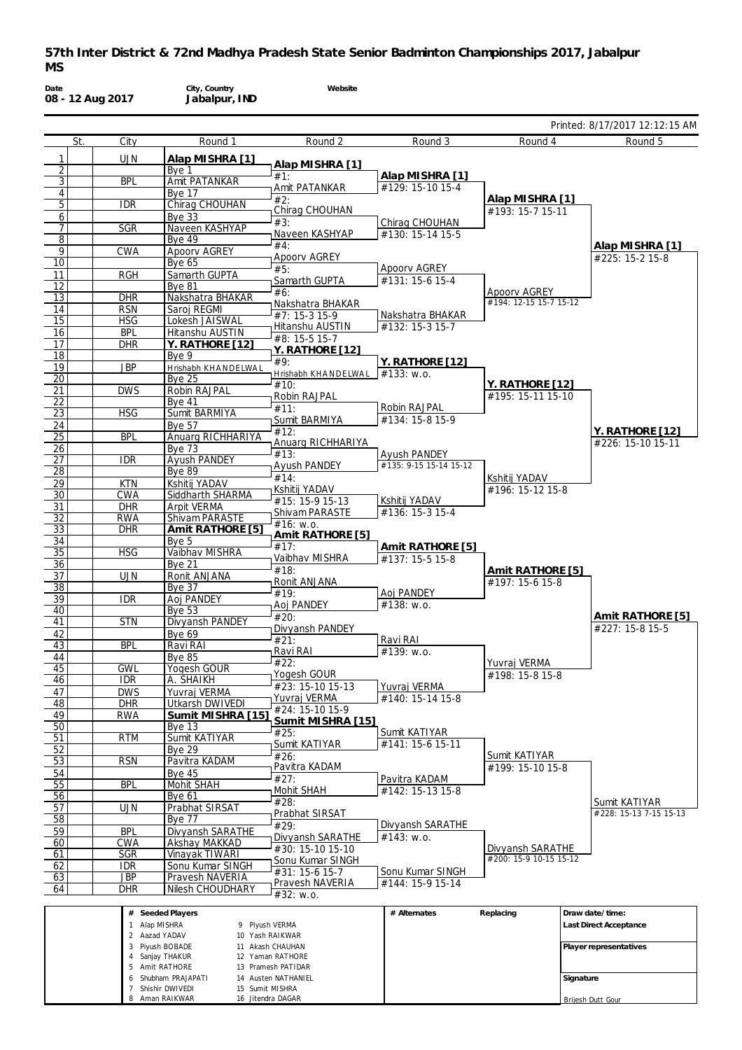**57th Inter District & 72nd Madhya Pradesh State Senior Badminton Championships 2017, Jabalpur**
**MS**

| Date | City, Country | Website |
|---|---|---|
| 08 - 12 Aug 2017 | Jabalpur, IND | |

Printed: 8/17/2017 12:12:15 AM

| | St. | City | Round 1 | Round 2 | Round 3 | Round 4 | Round 5 |
|---|---|---|---|---|---|---|---|
| 1 | | UJN | **Alap MISHRA [1]** | **Alap MISHRA [1]** | **Alap MISHRA [1]** | **Alap MISHRA [1]** | **Alap MISHRA [1]** |
| 2 | | | Bye 1 | #1: | #129: 15-10 15-4 | #193: 15-7 15-11 | #225: 15-2 15-8 |
| 3 | | BPL | Amit PATANKAR | Amit PATANKAR | | | |
| 4 | | | Bye 17 | #2: | | | |
| 5 | | IDR | Chirag CHOUHAN | Chirag CHOUHAN | Chirag CHOUHAN | | |
| 6 | | | Bye 33 | #3: | #130: 15-14 15-5 | | |
| 7 | | SGR | Naveen KASHYAP | Naveen KASHYAP | | | |
| 8 | | | Bye 49 | #4: | | | |
| 9 | | CWA | Apoorv AGREY | Apoorv AGREY | Apoorv AGREY | Apoorv AGREY | |
| 10 | | | Bye 65 | #5: | #131: 15-6 15-4 | #194: 12-15 15-7 15-12 | |
| 11 | | RGH | Samarth GUPTA | Samarth GUPTA | | | |
| 12 | | | Bye 81 | #6: | | | |
| 13 | | DHR | Nakshatra BHAKAR | Nakshatra BHAKAR | Nakshatra BHAKAR | | |
| 14 | | RSN | Saroj REGMI | #7: 15-3 15-9 | #132: 15-3 15-7 | | |
| 15 | | HSG | Lokesh JAISWAL | Hitanshu AUSTIN | | | |
| 16 | | BPL | Hitanshu AUSTIN | #8: 15-5 15-7 | | | |
| 17 | | DHR | **Y. RATHORE [12]** | **Y. RATHORE [12]** | **Y. RATHORE [12]** | **Y. RATHORE [12]** | **Y. RATHORE [12]** |
| 18 | | | Bye 9 | #9: | #133: w.o. | #195: 15-11 15-10 | #226: 15-10 15-11 |
| 19 | | JBP | Hrishabh KHANDELWAL | Hrishabh KHANDELWAL | | | |
| 20 | | | Bye 25 | #10: | | | |
| 21 | | DWS | Robin RAJPAL | Robin RAJPAL | Robin RAJPAL | | |
| 22 | | | Bye 41 | #11: | #134: 15-8 15-9 | | |
| 23 | | HSG | Sumit BARMIYA | Sumit BARMIYA | | | |
| 24 | | | Bye 57 | #12: | | | |
| 25 | | BPL | Anuarg RICHHARIYA | Anuarg RICHHARIYA | Ayush PANDEY | | |
| 26 | | | Bye 73 | #13: | #135: 9-15 15-14 15-12 | | |
| 27 | | IDR | Ayush PANDEY | Ayush PANDEY | | | |
| 28 | | | Bye 89 | #14: | | | |
| 29 | | KTN | Kshitij YADAV | Kshitij YADAV | Kshitij YADAV | Kshitij YADAV | |
| 30 | | CWA | Siddharth SHARMA | #15: 15-9 15-13 | #136: 15-3 15-4 | #196: 15-12 15-8 | |
| 31 | | DHR | Arpit VERMA | Shivam PARASTE | | | |
| 32 | | RWA | Shivam PARASTE | #16: w.o. | | | |
| 33 | | DHR | **Amit RATHORE [5]** | **Amit RATHORE [5]** | **Amit RATHORE [5]** | **Amit RATHORE [5]** | **Amit RATHORE [5]** |
| 34 | | | Bye 5 | #17: | #137: 15-5 15-8 | #197: 15-6 15-8 | #227: 15-8 15-5 |
| 35 | | HSG | Vaibhav MISHRA | Vaibhav MISHRA | | | |
| 36 | | | Bye 21 | #18: | | | |
| 37 | | UJN | Ronit ANJANA | Ronit ANJANA | Aoj PANDEY | | |
| 38 | | | Bye 37 | #19: | #138: w.o. | | |
| 39 | | IDR | Aoj PANDEY | Aoj PANDEY | | | |
| 40 | | | Bye 53 | #20: | | | |
| 41 | | STN | Divyansh PANDEY | Divyansh PANDEY | Ravi RAI | Yuvraj VERMA | |
| 42 | | | Bye 69 | #21: | #139: w.o. | #198: 15-8 15-8 | |
| 43 | | BPL | Ravi RAI | Ravi RAI | | | |
| 44 | | | Bye 85 | #22: | | | |
| 45 | | GWL | Yogesh GOUR | Yogesh GOUR | Yuvraj VERMA | | |
| 46 | | IDR | A. SHAIKH | #23: 15-10 15-13 | #140: 15-14 15-8 | | |
| 47 | | DWS | Yuvraj VERMA | Yuvraj VERMA | | | |
| 48 | | DHR | Utkarsh DWIVEDI | #24: 15-10 15-9 | | | |
| 49 | | RWA | **Sumit MISHRA [15]** | **Sumit MISHRA [15]** | Sumit KATIYAR | Sumit KATIYAR | Sumit KATIYAR |
| 50 | | | Bye 13 | #25: | #141: 15-6 15-11 | #199: 15-10 15-8 | #228: 15-13 7-15 15-13 |
| 51 | | RTM | Sumit KATIYAR | Sumit KATIYAR | | | |
| 52 | | | Bye 29 | #26: | | | |
| 53 | | RSN | Pavitra KADAM | Pavitra KADAM | Pavitra KADAM | | |
| 54 | | | Bye 45 | #27: | #142: 15-13 15-8 | | |
| 55 | | BPL | Mohit SHAH | Mohit SHAH | | | |
| 56 | | | Bye 61 | #28: | | | |
| 57 | | UJN | Prabhat SIRSAT | Prabhat SIRSAT | Divyansh SARATHE | Divyansh SARATHE | |
| 58 | | | Bye 77 | #29: | #143: w.o. | #200: 15-9 10-15 15-12 | |
| 59 | | BPL | Divyansh SARATHE | Divyansh SARATHE | | | |
| 60 | | CWA | Akshay MAKKAD | #30: 15-10 15-10 | | | |
| 61 | | SGR | Vinayak TIWARI | Sonu Kumar SINGH | Sonu Kumar SINGH | | |
| 62 | | IDR | Sonu Kumar SINGH | #31: 15-6 15-7 | #144: 15-9 15-14 | | |
| 63 | | JBP | Pravesh NAVERIA | Pravesh NAVERIA | | | |
| 64 | | DHR | Nilesh CHOUDHARY | #32: w.o. | | | |

| # | Seeded Players | # | Seeded Players |
|---|---|---|---|
| 1 | Alap MISHRA | 9 | Piyush VERMA |
| 2 | Aazad YADAV | 10 | Yash RAIKWAR |
| 3 | Piyush BOBADE | 11 | Akash CHAUHAN |
| 4 | Sanjay THAKUR | 12 | Yaman RATHORE |
| 5 | Amit RATHORE | 13 | Pramesh PATIDAR |
| 6 | Shubham PRAJAPATI | 14 | Austen NATHANIEL |
| 7 | Shishir DWIVEDI | 15 | Sumit MISHRA |
| 8 | Aman RAIKWAR | 16 | Jitendra DAGAR |

| # Alternates | Replacing |
|---|---|
| | |

Draw date/time:

Last Direct Acceptance

Player representatives

Signature

Brijesh Dutt Gour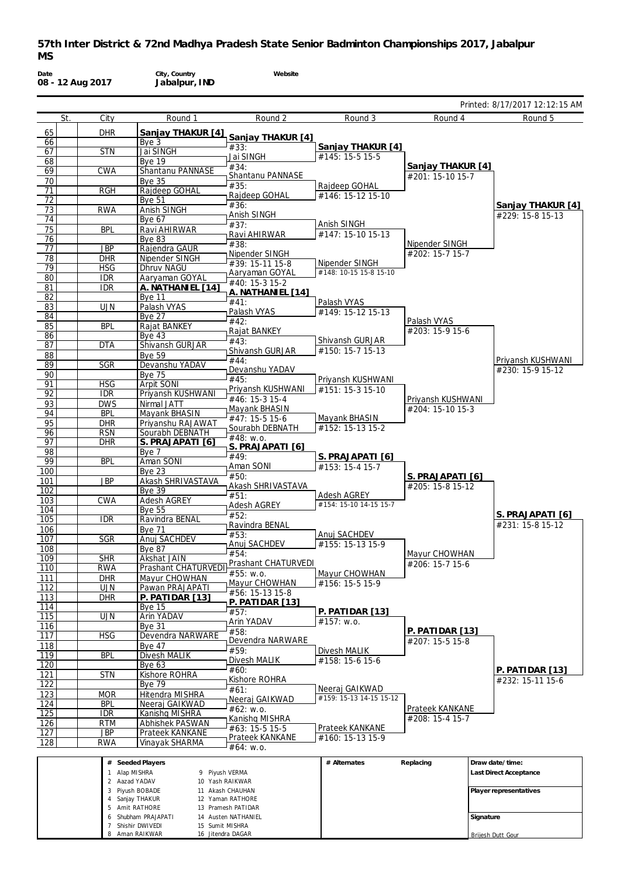# 57th Inter District & 72nd Madhya Pradesh State Senior Badminton Championships 2017, Jabalpur

## MS

**Date** 08 - 12 Aug 2017 | **City, Country** Jabalpur, IND | **Website**

Printed: 8/17/2017 12:12:15 AM

| | St. | City | Round 1 | Round 2 | Round 3 | Round 4 | Round 5 |
|---|---|---|---|---|---|---|---|
| 65 | | DHR | **Sanjay THAKUR [4]** | **Sanjay THAKUR [4]** | **Sanjay THAKUR [4]** | **Sanjay THAKUR [4]** | **Sanjay THAKUR [4]** |
| 66 | | | Bye 3 | #33: | #145: 15-5 15-5 | #201: 15-10 15-7 | #229: 15-8 15-13 |
| 67 | | STN | Jai SINGH | Jai SINGH | | | |
| 68 | | | Bye 19 | #34: | | | |
| 69 | | CWA | Shantanu PANNASE | Shantanu PANNASE | | | |
| 70 | | | Bye 35 | #35: | Rajdeep GOHAL | | |
| 71 | | RGH | Rajdeep GOHAL | Rajdeep GOHAL | #146: 15-12 15-10 | | |
| 72 | | | Bye 51 | #36: | | | |
| 73 | | RWA | Anish SINGH | Anish SINGH | | | |
| 74 | | | Bye 67 | #37: | Anish SINGH | | |
| 75 | | BPL | Ravi AHIRWAR | Ravi AHIRWAR | #147: 15-10 15-13 | | |
| 76 | | | Bye 83 | #38: | | Nipender SINGH | |
| 77 | | JBP | Rajendra GAUR | Nipender SINGH | | #202: 15-7 15-7 | |
| 78 | | DHR | Nipender SINGH | #39: 15-11 15-8 | Nipender SINGH | | |
| 79 | | HSG | Dhruv NAGU | Aaryaman GOYAL | #148: 10-15 15-8 15-10 | | |
| 80 | | IDR | Aaryaman GOYAL | #40: 15-3 15-2 | | | |
| 81 | | IDR | **A. NATHANIEL [14]** | **A. NATHANIEL [14]** | | | |
| 82 | | | Bye 11 | #41: | Palash VYAS | | |
| 83 | | UJN | Palash VYAS | Palash VYAS | #149: 15-12 15-13 | | |
| 84 | | | Bye 27 | #42: | | Palash VYAS | |
| 85 | | BPL | Rajat BANKEY | Rajat BANKEY | | #203: 15-9 15-6 | |
| 86 | | | Bye 43 | #43: | Shivansh GURJAR | | |
| 87 | | DTA | Shivansh GURJAR | Shivansh GURJAR | #150: 15-7 15-13 | | |
| 88 | | | Bye 59 | #44: | | | Priyansh KUSHWANI |
| 89 | | SGR | Devanshu YADAV | Devanshu YADAV | | | #230: 15-9 15-12 |
| 90 | | | Bye 75 | #45: | Priyansh KUSHWANI | | |
| 91 | | HSG | Arpit SONI | Priyansh KUSHWANI | #151: 15-3 15-10 | | |
| 92 | | IDR | Priyansh KUSHWANI | #46: 15-3 15-4 | | Priyansh KUSHWANI | |
| 93 | | DWS | Nirmal JATT | Mayank BHASIN | | #204: 15-10 15-3 | |
| 94 | | BPL | Mayank BHASIN | #47: 15-5 15-6 | Mayank BHASIN | | |
| 95 | | DHR | Priyanshu RAJAWAT | Sourabh DEBNATH | #152: 15-13 15-2 | | |
| 96 | | RSN | Sourabh DEBNATH | #48: w.o. | | | |
| 97 | | DHR | **S. PRAJAPATI [6]** | **S. PRAJAPATI [6]** | | | |
| 98 | | | Bye 7 | #49: | **S. PRAJAPATI [6]** | | |
| 99 | | BPL | Aman SONI | Aman SONI | #153: 15-4 15-7 | | |
| 100 | | | Bye 23 | #50: | | **S. PRAJAPATI [6]** | |
| 101 | | JBP | Akash SHRIVASTAVA | Akash SHRIVASTAVA | | #205: 15-8 15-12 | |
| 102 | | | Bye 39 | #51: | Adesh AGREY | | |
| 103 | | CWA | Adesh AGREY | Adesh AGREY | #154: 15-10 14-15 15-7 | | |
| 104 | | | Bye 55 | #52: | | | **S. PRAJAPATI [6]** |
| 105 | | IDR | Ravindra BENAL | Ravindra BENAL | | | #231: 15-8 15-12 |
| 106 | | | Bye 71 | #53: | Anuj SACHDEV | | |
| 107 | | SGR | Anuj SACHDEV | Anuj SACHDEV | #155: 15-13 15-9 | | |
| 108 | | | Bye 87 | #54: | | Mayur CHOWHAN | |
| 109 | | SHR | Akshat JAIN | Prashant CHATURVEDI | | #206: 15-7 15-6 | |
| 110 | | RWA | Prashant CHATURVEDI | #55: w.o. | Mayur CHOWHAN | | |
| 111 | | DHR | Mayur CHOWHAN | Mayur CHOWHAN | #156: 15-5 15-9 | | |
| 112 | | UJN | Pawan PRAJAPATI | #56: 15-13 15-8 | | | |
| 113 | | DHR | **P. PATIDAR [13]** | **P. PATIDAR [13]** | | | |
| 114 | | | Bye 15 | #57: | **P. PATIDAR [13]** | | |
| 115 | | UJN | Arin YADAV | Arin YADAV | #157: w.o. | | |
| 116 | | | Bye 31 | #58: | | **P. PATIDAR [13]** | |
| 117 | | HSG | Devendra NARWARE | Devendra NARWARE | | #207: 15-5 15-8 | |
| 118 | | | Bye 47 | #59: | Divesh MALIK | | |
| 119 | | BPL | Divesh MALIK | Divesh MALIK | #158: 15-6 15-6 | | |
| 120 | | | Bye 63 | #60: | | | **P. PATIDAR [13]** |
| 121 | | STN | Kishore ROHRA | Kishore ROHRA | | | #232: 15-11 15-6 |
| 122 | | | Bye 79 | #61: | Neeraj GAIKWAD | | |
| 123 | | MOR | Hitendra MISHRA | Neeraj GAIKWAD | #159: 15-13 14-15 15-12 | | |
| 124 | | BPL | Neeraj GAIKWAD | #62: w.o. | | Prateek KANKANE | |
| 125 | | IDR | Kanishq MISHRA | Kanishq MISHRA | | #208: 15-4 15-7 | |
| 126 | | RTM | Abhishek PASWAN | #63: 15-5 15-5 | Prateek KANKANE | | |
| 127 | | JBP | Prateek KANKANE | Prateek KANKANE | #160: 15-13 15-9 | | |
| 128 | | RWA | Vinayak SHARMA | #64: w.o. | | | |

| # | Seeded Players | # | Seeded Players |
|---|---|---|---|
| 1 | Alap MISHRA | 9 | Piyush VERMA |
| 2 | Aazad YADAV | 10 | Yash RAIKWAR |
| 3 | Piyush BOBADE | 11 | Akash CHAUHAN |
| 4 | Sanjay THAKUR | 12 | Yaman RATHORE |
| 5 | Amit RATHORE | 13 | Pramesh PATIDAR |
| 6 | Shubham PRAJAPATI | 14 | Austen NATHANIEL |
| 7 | Shishir DWIVEDI | 15 | Sumit MISHRA |
| 8 | Aman RAIKWAR | 16 | Jitendra DAGAR |

| # Alternates | Replacing |
|---|---|
| | |

**Draw date/time:**

**Last Direct Acceptance**

**Player representatives**

**Signature**

Brijesh Dutt Gour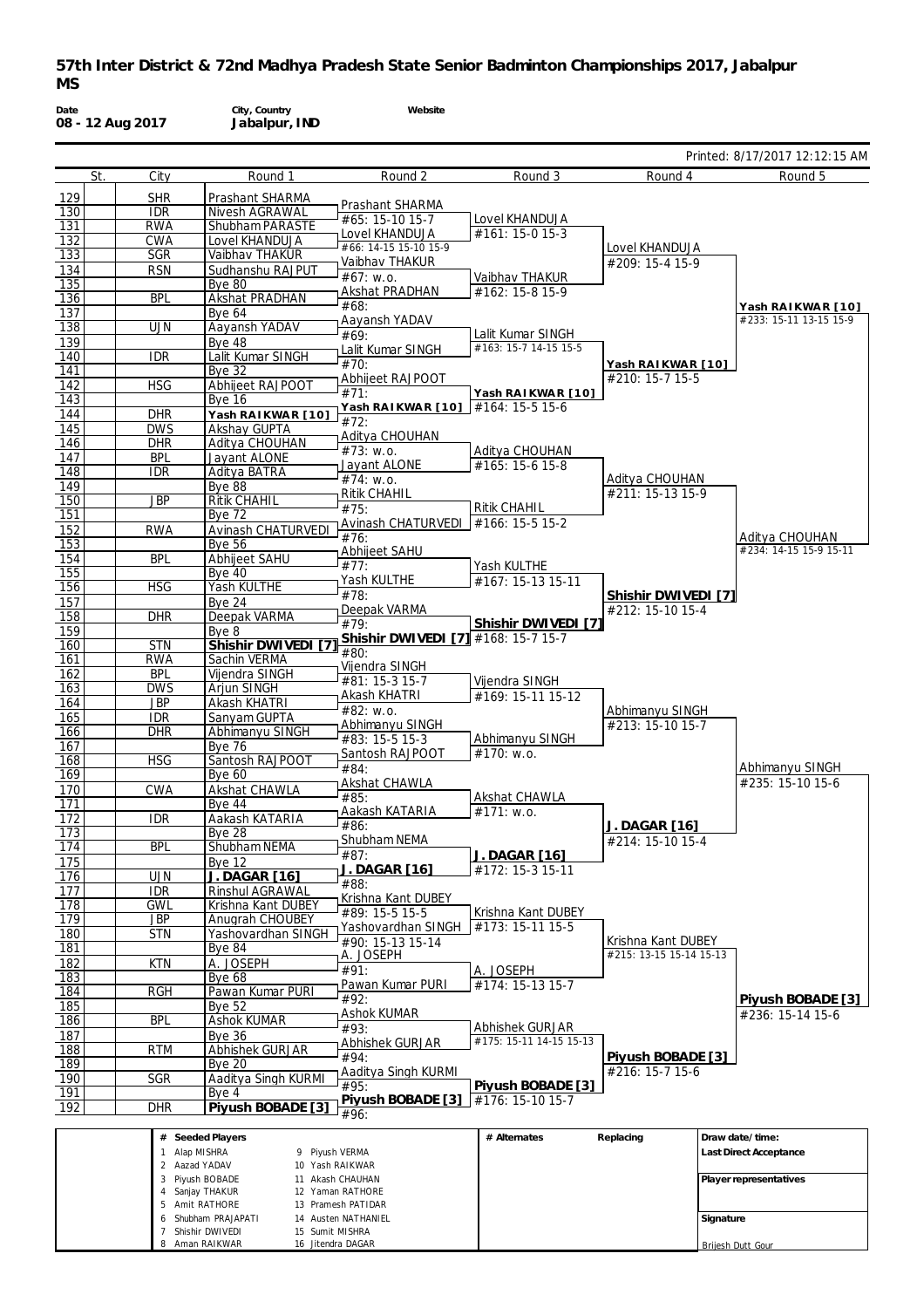# 57th Inter District & 72nd Madhya Pradesh State Senior Badminton Championships 2017, Jabalpur

## MS

**Date**
08 - 12 Aug 2017

**City, Country**
Jabalpur, IND

**Website**

Printed: 8/17/2017 12:12:15 AM

| # | St. | City | Round 1 | Round 2 | Round 3 | Round 4 | Round 5 |
|---|---|---|---|---|---|---|---|
| 129 | | SHR | Prashant SHARMA | Prashant SHARMA | | | |
| 130 | | IDR | Nivesh AGRAWAL | #65: 15-10 15-7 | Lovel KHANDUJA | | |
| 131 | | RWA | Shubham PARASTE | Lovel KHANDUJA | #161: 15-0 15-3 | | |
| 132 | | CWA | Lovel KHANDUJA | #66: 14-15 15-10 15-9 | | Lovel KHANDUJA | |
| 133 | | SGR | Vaibhav THAKUR | Vaibhav THAKUR | | #209: 15-4 15-9 | |
| 134 | | RSN | Sudhanshu RAJPUT | #67: w.o. | Vaibhav THAKUR | | |
| 135 | | | Bye 80 | Akshat PRADHAN | #162: 15-8 15-9 | | |
| 136 | | BPL | Akshat PRADHAN | #68: | | | **Yash RAIKWAR [10]** |
| 137 | | | Bye 64 | Aayansh YADAV | | | #233: 15-11 13-15 15-9 |
| 138 | | UJN | Aayansh YADAV | #69: | Lalit Kumar SINGH | | |
| 139 | | | Bye 48 | Lalit Kumar SINGH | #163: 15-7 14-15 15-5 | | |
| 140 | | IDR | Lalit Kumar SINGH | #70: | | **Yash RAIKWAR [10]** | |
| 141 | | | Bye 32 | Abhijeet RAJPOOT | | #210: 15-7 15-5 | |
| 142 | | HSG | Abhijeet RAJPOOT | #71: | **Yash RAIKWAR [10]** | | |
| 143 | | | Bye 16 | **Yash RAIKWAR [10]** | #164: 15-5 15-6 | | |
| 144 | | DHR | **Yash RAIKWAR [10]** | #72: | | | |
| 145 | | DWS | Akshay GUPTA | Aditya CHOUHAN | | | |
| 146 | | DHR | Aditya CHOUHAN | #73: w.o. | Aditya CHOUHAN | | |
| 147 | | BPL | Jayant ALONE | Jayant ALONE | #165: 15-6 15-8 | | |
| 148 | | IDR | Aditya BATRA | #74: w.o. | | Aditya CHOUHAN | |
| 149 | | | Bye 88 | Ritik CHAHIL | | #211: 15-13 15-9 | |
| 150 | | JBP | Ritik CHAHIL | #75: | Ritik CHAHIL | | |
| 151 | | | Bye 72 | Avinash CHATURVEDI | #166: 15-5 15-2 | | |
| 152 | | RWA | Avinash CHATURVEDI | #76: | | | Aditya CHOUHAN |
| 153 | | | Bye 56 | Abhijeet SAHU | | | #234: 14-15 15-9 15-11 |
| 154 | | BPL | Abhijeet SAHU | #77: | Yash KULTHE | | |
| 155 | | | Bye 40 | Yash KULTHE | #167: 15-13 15-11 | | |
| 156 | | HSG | Yash KULTHE | #78: | | **Shishir DWIVEDI [7]** | |
| 157 | | | Bye 24 | Deepak VARMA | | #212: 15-10 15-4 | |
| 158 | | DHR | Deepak VARMA | #79: | **Shishir DWIVEDI [7]** | | |
| 159 | | | Bye 8 | **Shishir DWIVEDI [7]** | #168: 15-7 15-7 | | |
| 160 | | STN | **Shishir DWIVEDI [7]** | #80: | | | |
| 161 | | RWA | Sachin VERMA | Vijendra SINGH | | | |
| 162 | | BPL | Vijendra SINGH | #81: 15-3 15-7 | Vijendra SINGH | | |
| 163 | | DWS | Arjun SINGH | Akash KHATRI | #169: 15-11 15-12 | | |
| 164 | | JBP | Akash KHATRI | #82: w.o. | | Abhimanyu SINGH | |
| 165 | | IDR | Sanyam GUPTA | Abhimanyu SINGH | | #213: 15-10 15-7 | |
| 166 | | DHR | Abhimanyu SINGH | #83: 15-5 15-3 | Abhimanyu SINGH | | |
| 167 | | | Bye 76 | Santosh RAJPOOT | #170: w.o. | | |
| 168 | | HSG | Santosh RAJPOOT | #84: | | | Abhimanyu SINGH |
| 169 | | | Bye 60 | Akshat CHAWLA | | | #235: 15-10 15-6 |
| 170 | | CWA | Akshat CHAWLA | #85: | Akshat CHAWLA | | |
| 171 | | | Bye 44 | Aakash KATARIA | #171: w.o. | | |
| 172 | | IDR | Aakash KATARIA | #86: | | **J. DAGAR [16]** | |
| 173 | | | Bye 28 | Shubham NEMA | | #214: 15-10 15-4 | |
| 174 | | BPL | Shubham NEMA | #87: | **J. DAGAR [16]** | | |
| 175 | | | Bye 12 | **J. DAGAR [16]** | #172: 15-3 15-11 | | |
| 176 | | UJN | **J. DAGAR [16]** | #88: | | | |
| 177 | | IDR | Rinshul AGRAWAL | Krishna Kant DUBEY | | | |
| 178 | | GWL | Krishna Kant DUBEY | #89: 15-5 15-5 | Krishna Kant DUBEY | | |
| 179 | | JBP | Anugrah CHOUBEY | Yashovardhan SINGH | #173: 15-11 15-5 | | |
| 180 | | STN | Yashovardhan SINGH | #90: 15-13 15-14 | | Krishna Kant DUBEY | |
| 181 | | | Bye 84 | A. JOSEPH | | #215: 13-15 15-14 15-13 | |
| 182 | | KTN | A. JOSEPH | #91: | A. JOSEPH | | |
| 183 | | | Bye 68 | Pawan Kumar PURI | #174: 15-13 15-7 | | |
| 184 | | RGH | Pawan Kumar PURI | #92: | | | **Piyush BOBADE [3]** |
| 185 | | | Bye 52 | Ashok KUMAR | | | #236: 15-14 15-6 |
| 186 | | BPL | Ashok KUMAR | #93: | Abhishek GURJAR | | |
| 187 | | | Bye 36 | Abhishek GURJAR | #175: 15-11 14-15 15-13 | | |
| 188 | | RTM | Abhishek GURJAR | #94: | | **Piyush BOBADE [3]** | |
| 189 | | | Bye 20 | Aaditya Singh KURMI | | #216: 15-7 15-6 | |
| 190 | | SGR | Aaditya Singh KURMI | #95: | **Piyush BOBADE [3]** | | |
| 191 | | | Bye 4 | **Piyush BOBADE [3]** | #176: 15-10 15-7 | | |
| 192 | | DHR | **Piyush BOBADE [3]** | #96: | | | |

| # | Seeded Players | # | Seeded Players |
|---|---|---|---|
| 1 | Alap MISHRA | 9 | Piyush VERMA |
| 2 | Aazad YADAV | 10 | Yash RAIKWAR |
| 3 | Piyush BOBADE | 11 | Akash CHAUHAN |
| 4 | Sanjay THAKUR | 12 | Yaman RATHORE |
| 5 | Amit RATHORE | 13 | Pramesh PATIDAR |
| 6 | Shubham PRAJAPATI | 14 | Austen NATHANIEL |
| 7 | Shishir DWIVEDI | 15 | Sumit MISHRA |
| 8 | Aman RAIKWAR | 16 | Jitendra DAGAR |

**# Alternates** | **Replacing**

**Draw date/time:**

**Last Direct Acceptance**

**Player representatives**

**Signature**

Brijesh Dutt Gour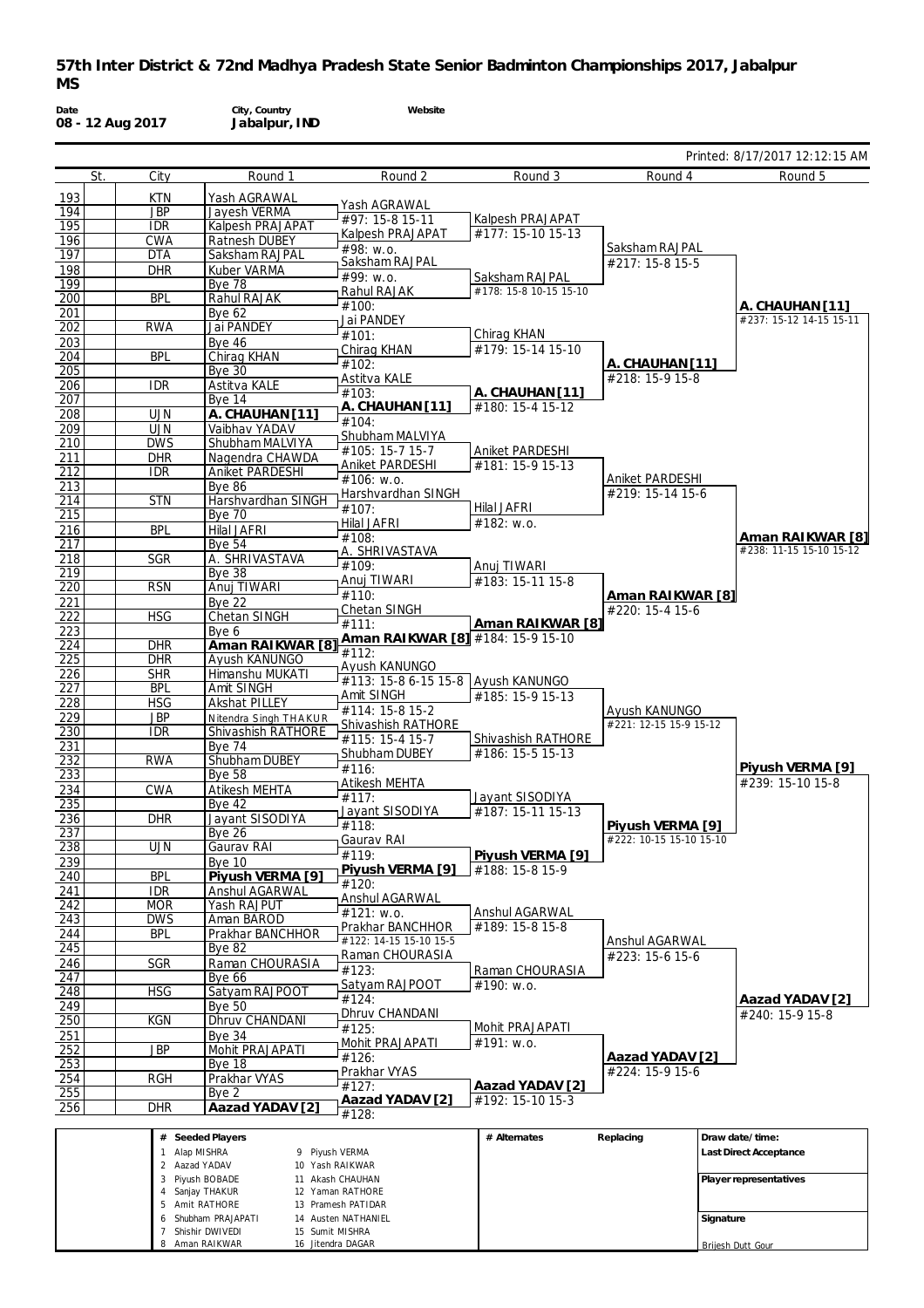# 57th Inter District & 72nd Madhya Pradesh State Senior Badminton Championships 2017, Jabalpur

## MS

**Date** 08 - 12 Aug 2017 | **City, Country** Jabalpur, IND | **Website**

Printed: 8/17/2017 12:12:15 AM

| # | St. | City | Round 1 | Round 2 | Round 3 | Round 4 | Round 5 |
|---|---|---|---|---|---|---|---|
| 193 | | KTN | Yash AGRAWAL | Yash AGRAWAL | | | |
| 194 | | JBP | Jayesh VERMA | #97: 15-8 15-11 | Kalpesh PRAJAPAT | | |
| 195 | | IDR | Kalpesh PRAJAPAT | Kalpesh PRAJAPAT | #177: 15-10 15-13 | | |
| 196 | | CWA | Ratnesh DUBEY | #98: w.o. | | Saksham RAJPAL | |
| 197 | | DTA | Saksham RAJPAL | Saksham RAJPAL | | #217: 15-8 15-5 | |
| 198 | | DHR | Kuber VARMA | #99: w.o. | Saksham RAJPAL | | |
| 199 | | | Bye 78 | Rahul RAJAK | #178: 15-8 10-15 15-10 | | |
| 200 | | BPL | Rahul RAJAK | #100: | | | A. CHAUHAN [11] |
| 201 | | | Bye 62 | Jai PANDEY | | | #237: 15-12 14-15 15-11 |
| 202 | | RWA | Jai PANDEY | #101: | Chirag KHAN | | |
| 203 | | | Bye 46 | Chirag KHAN | #179: 15-14 15-10 | | |
| 204 | | BPL | Chirag KHAN | #102: | | A. CHAUHAN [11] | |
| 205 | | | Bye 30 | Astitva KALE | | #218: 15-9 15-8 | |
| 206 | | IDR | Astitva KALE | #103: | A. CHAUHAN [11] | | |
| 207 | | | Bye 14 | A. CHAUHAN [11] | #180: 15-4 15-12 | | |
| 208 | | UJN | A. CHAUHAN [11] | #104: | | | |
| 209 | | UJN | Vaibhav YADAV | Shubham MALVIYA | | | |
| 210 | | DWS | Shubham MALVIYA | #105: 15-7 15-7 | Aniket PARDESHI | | |
| 211 | | DHR | Nagendra CHAWDA | Aniket PARDESHI | #181: 15-9 15-13 | | |
| 212 | | IDR | Aniket PARDESHI | #106: w.o. | | Aniket PARDESHI | |
| 213 | | | Bye 86 | Harshvardhan SINGH | | #219: 15-14 15-6 | |
| 214 | | STN | Harshvardhan SINGH | #107: | Hilal JAFRI | | |
| 215 | | | Bye 70 | Hilal JAFRI | #182: w.o. | | |
| 216 | | BPL | Hilal JAFRI | #108: | | | Aman RAIKWAR [8] |
| 217 | | | Bye 54 | A. SHRIVASTAVA | | | #238: 11-15 15-10 15-12 |
| 218 | | SGR | A. SHRIVASTAVA | #109: | Anuj TIWARI | | |
| 219 | | | Bye 38 | Anuj TIWARI | #183: 15-11 15-8 | | |
| 220 | | RSN | Anuj TIWARI | #110: | | Aman RAIKWAR [8] | |
| 221 | | | Bye 22 | Chetan SINGH | | #220: 15-4 15-6 | |
| 222 | | HSG | Chetan SINGH | #111: | Aman RAIKWAR [8] | | |
| 223 | | | Bye 6 | Aman RAIKWAR [8] | #184: 15-9 15-10 | | |
| 224 | | DHR | Aman RAIKWAR [8] | #112: | | | |
| 225 | | DHR | Ayush KANUNGO | Ayush KANUNGO | | | |
| 226 | | SHR | Himanshu MUKATI | #113: 15-8 6-15 15-8 | Ayush KANUNGO | | |
| 227 | | BPL | Amit SINGH | Amit SINGH | #185: 15-9 15-13 | | |
| 228 | | HSG | Akshat PILLEY | #114: 15-8 15-2 | | Ayush KANUNGO | |
| 229 | | JBP | Nitendra Singh THAKUR | Shivashish RATHORE | | #221: 12-15 15-9 15-12 | |
| 230 | | IDR | Shivashish RATHORE | #115: 15-4 15-7 | Shivashish RATHORE | | |
| 231 | | | Bye 74 | Shubham DUBEY | #186: 15-5 15-13 | | |
| 232 | | RWA | Shubham DUBEY | #116: | | | Piyush VERMA [9] |
| 233 | | | Bye 58 | Atikesh MEHTA | | | #239: 15-10 15-8 |
| 234 | | CWA | Atikesh MEHTA | #117: | Jayant SISODIYA | | |
| 235 | | | Bye 42 | Jayant SISODIYA | #187: 15-11 15-13 | | |
| 236 | | DHR | Jayant SISODIYA | #118: | | Piyush VERMA [9] | |
| 237 | | | Bye 26 | Gaurav RAI | | #222: 10-15 15-10 15-10 | |
| 238 | | UJN | Gaurav RAI | #119: | Piyush VERMA [9] | | |
| 239 | | | Bye 10 | Piyush VERMA [9] | #188: 15-8 15-9 | | |
| 240 | | BPL | Piyush VERMA [9] | #120: | | | |
| 241 | | IDR | Anshul AGARWAL | Anshul AGARWAL | | | |
| 242 | | MOR | Yash RAJPUT | #121: w.o. | Anshul AGARWAL | | |
| 243 | | DWS | Aman BAROD | Prakhar BANCHHOR | #189: 15-8 15-8 | | |
| 244 | | BPL | Prakhar BANCHHOR | #122: 14-15 15-10 15-5 | | Anshul AGARWAL | |
| 245 | | | Bye 82 | Raman CHOURASIA | | #223: 15-6 15-6 | |
| 246 | | SGR | Raman CHOURASIA | #123: | Raman CHOURASIA | | |
| 247 | | | Bye 66 | Satyam RAJPOOT | #190: w.o. | | |
| 248 | | HSG | Satyam RAJPOOT | #124: | | | Aazad YADAV [2] |
| 249 | | | Bye 50 | Dhruv CHANDANI | | | #240: 15-9 15-8 |
| 250 | | KGN | Dhruv CHANDANI | #125: | Mohit PRAJAPATI | | |
| 251 | | | Bye 34 | Mohit PRAJAPATI | #191: w.o. | | |
| 252 | | JBP | Mohit PRAJAPATI | #126: | | Aazad YADAV [2] | |
| 253 | | | Bye 18 | Prakhar VYAS | | #224: 15-9 15-6 | |
| 254 | | RGH | Prakhar VYAS | #127: | Aazad YADAV [2] | | |
| 255 | | | Bye 2 | Aazad YADAV [2] | #192: 15-10 15-3 | | |
| 256 | | DHR | Aazad YADAV [2] | #128: | | | |

| # | Seeded Players | # | Seeded Players |
|---|---|---|---|
| 1 | Alap MISHRA | 9 | Piyush VERMA |
| 2 | Aazad YADAV | 10 | Yash RAIKWAR |
| 3 | Piyush BOBADE | 11 | Akash CHAUHAN |
| 4 | Sanjay THAKUR | 12 | Yaman RATHORE |
| 5 | Amit RATHORE | 13 | Pramesh PATIDAR |
| 6 | Shubham PRAJAPATI | 14 | Austen NATHANIEL |
| 7 | Shishir DWIVEDI | 15 | Sumit MISHRA |
| 8 | Aman RAIKWAR | 16 | Jitendra DAGAR |

| # Alternates | Replacing |
|---|---|
| | |

Draw date/time:

Last Direct Acceptance

Player representatives

Signature

Brijesh Dutt Gour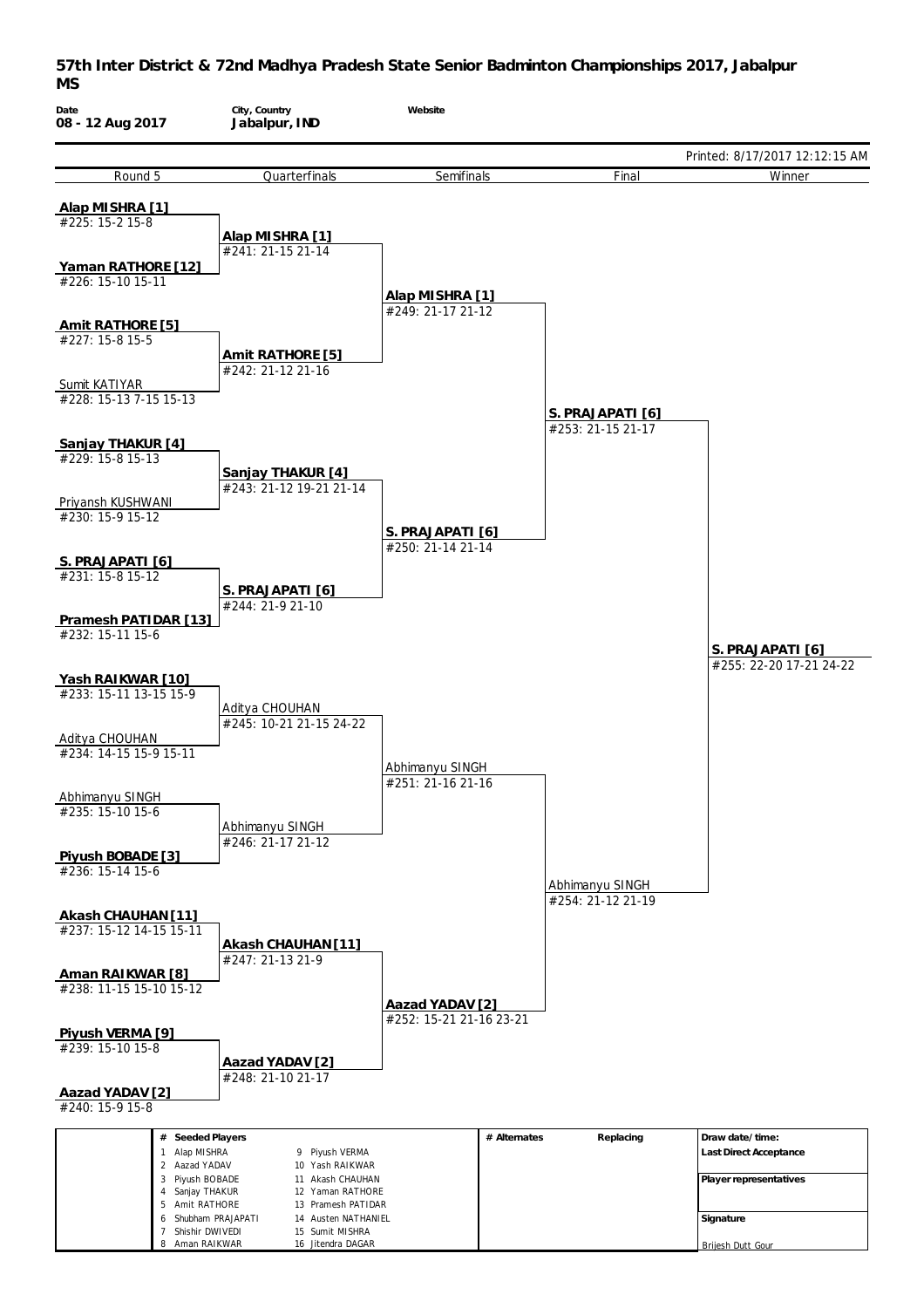# 57th Inter District & 72nd Madhya Pradesh State Senior Badminton Championships 2017, Jabalpur

## MS

| Date | City, Country | Website |
|---|---|---|
| 08 - 12 Aug 2017 | Jabalpur, IND | |

Printed: 8/17/2017 12:12:15 AM

### Round 5

- **Alap MISHRA [1]** — #225: 15-2 15-8
- **Yaman RATHORE [12]** — #226: 15-10 15-11
- **Amit RATHORE [5]** — #227: 15-8 15-5
- Sumit KATIYAR — #228: 15-13 7-15 15-13
- **Sanjay THAKUR [4]** — #229: 15-8 15-13
- Priyansh KUSHWANI — #230: 15-9 15-12
- **S. PRAJAPATI [6]** — #231: 15-8 15-12
- **Pramesh PATIDAR [13]** — #232: 15-11 15-6
- **Yash RAIKWAR [10]** — #233: 15-11 13-15 15-9
- Aditya CHOUHAN — #234: 14-15 15-9 15-11
- Abhimanyu SINGH — #235: 15-10 15-6
- **Piyush BOBADE [3]** — #236: 15-14 15-6
- **Akash CHAUHAN [11]** — #237: 15-12 14-15 15-11
- **Aman RAIKWAR [8]** — #238: 11-15 15-10 15-12
- **Piyush VERMA [9]** — #239: 15-10 15-8
- **Aazad YADAV [2]** — #240: 15-9 15-8

### Quarterfinals

- **Alap MISHRA [1]** — #241: 21-15 21-14
- **Amit RATHORE [5]** — #242: 21-12 21-16
- **Sanjay THAKUR [4]** — #243: 21-12 19-21 21-14
- **S. PRAJAPATI [6]** — #244: 21-9 21-10
- Aditya CHOUHAN — #245: 10-21 21-15 24-22
- Abhimanyu SINGH — #246: 21-17 21-12
- **Akash CHAUHAN [11]** — #247: 21-13 21-9
- **Aazad YADAV [2]** — #248: 21-10 21-17

### Semifinals

- **Alap MISHRA [1]** — #249: 21-17 21-12
- **S. PRAJAPATI [6]** — #250: 21-14 21-14
- Abhimanyu SINGH — #251: 21-16 21-16
- **Aazad YADAV [2]** — #252: 15-21 21-16 23-21

### Final

- **S. PRAJAPATI [6]** — #253: 21-15 21-17
- Abhimanyu SINGH — #254: 21-12 21-19

### Winner

- **S. PRAJAPATI [6]** — #255: 22-20 17-21 24-22

| # | Seeded Players | # | Seeded Players |
|---|---|---|---|
| 1 | Alap MISHRA | 9 | Piyush VERMA |
| 2 | Aazad YADAV | 10 | Yash RAIKWAR |
| 3 | Piyush BOBADE | 11 | Akash CHAUHAN |
| 4 | Sanjay THAKUR | 12 | Yaman RATHORE |
| 5 | Amit RATHORE | 13 | Pramesh PATIDAR |
| 6 | Shubham PRAJAPATI | 14 | Austen NATHANIEL |
| 7 | Shishir DWIVEDI | 15 | Sumit MISHRA |
| 8 | Aman RAIKWAR | 16 | Jitendra DAGAR |

# Alternates | Replacing

Draw date/time:

Last Direct Acceptance

Player representatives

Signature

Brijesh Dutt Gour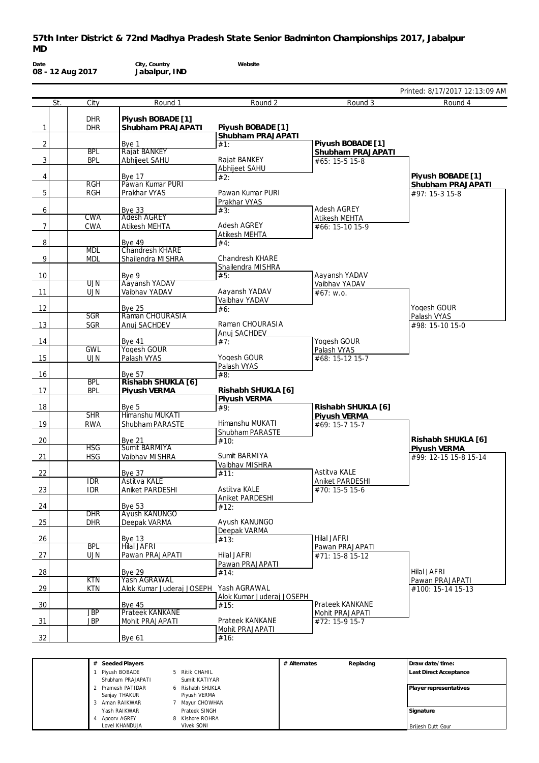# 57th Inter District & 72nd Madhya Pradesh State Senior Badminton Championships 2017, Jabalpur

## MD

**Date** 08 - 12 Aug 2017 | **City, Country** Jabalpur, IND | **Website**

Printed: 8/17/2017 12:13:09 AM

| | St. | City | Round 1 | Round 2 | Round 3 | Round 4 |
|---|---|---|---|---|---|---|
| 1 | | DHR / DHR | **Piyush BOBADE [1] / Shubham PRAJAPATI** | **Piyush BOBADE [1] / Shubham PRAJAPATI** | | |
| 2 | | | Bye 1 | #1: | **Piyush BOBADE [1] / Shubham PRAJAPATI** | |
| 3 | | BPL / BPL | Rajat BANKEY / Abhijeet SAHU | Rajat BANKEY / Abhijeet SAHU | #65: 15-5 15-8 | |
| 4 | | | Bye 17 | #2: | | **Piyush BOBADE [1] / Shubham PRAJAPATI** |
| 5 | | RGH / RGH | Pawan Kumar PURI / Prakhar VYAS | Pawan Kumar PURI / Prakhar VYAS | | #97: 15-3 15-8 |
| 6 | | | Bye 33 | #3: | Adesh AGREY / Atikesh MEHTA | |
| 7 | | CWA / CWA | Adesh AGREY / Atikesh MEHTA | Adesh AGREY / Atikesh MEHTA | #66: 15-10 15-9 | |
| 8 | | | Bye 49 | #4: | | |
| 9 | | MDL / MDL | Chandresh KHARE / Shailendra MISHRA | Chandresh KHARE / Shailendra MISHRA | | |
| 10 | | | Bye 9 | #5: | Aayansh YADAV / Vaibhav YADAV | |
| 11 | | UJN / UJN | Aayansh YADAV / Vaibhav YADAV | Aayansh YADAV / Vaibhav YADAV | #67: w.o. | |
| 12 | | | Bye 25 | #6: | | Yogesh GOUR / Palash VYAS |
| 13 | | SGR / SGR | Raman CHOURASIA / Anuj SACHDEV | Raman CHOURASIA / Anuj SACHDEV | | #98: 15-10 15-0 |
| 14 | | | Bye 41 | #7: | Yogesh GOUR / Palash VYAS | |
| 15 | | GWL / UJN | Yogesh GOUR / Palash VYAS | Yogesh GOUR / Palash VYAS | #68: 15-12 15-7 | |
| 16 | | | Bye 57 | #8: | | |
| 17 | | BPL / BPL | **Rishabh SHUKLA [6] / Piyush VERMA** | **Rishabh SHUKLA [6] / Piyush VERMA** | | |
| 18 | | | Bye 5 | #9: | **Rishabh SHUKLA [6] / Piyush VERMA** | |
| 19 | | SHR / RWA | Himanshu MUKATI / Shubham PARASTE | Himanshu MUKATI / Shubham PARASTE | #69: 15-7 15-7 | |
| 20 | | | Bye 21 | #10: | | **Rishabh SHUKLA [6] / Piyush VERMA** |
| 21 | | HSG / HSG | Sumit BARMIYA / Vaibhav MISHRA | Sumit BARMIYA / Vaibhav MISHRA | | #99: 12-15 15-8 15-14 |
| 22 | | | Bye 37 | #11: | Astitva KALE / Aniket PARDESHI | |
| 23 | | IDR / IDR | Astitva KALE / Aniket PARDESHI | Astitva KALE / Aniket PARDESHI | #70: 15-5 15-6 | |
| 24 | | | Bye 53 | #12: | | |
| 25 | | DHR / DHR | Ayush KANUNGO / Deepak VARMA | Ayush KANUNGO / Deepak VARMA | | |
| 26 | | | Bye 13 | #13: | Hilal JAFRI / Pawan PRAJAPATI | |
| 27 | | BPL / UJN | Hilal JAFRI / Pawan PRAJAPATI | Hilal JAFRI / Pawan PRAJAPATI | #71: 15-8 15-12 | |
| 28 | | | Bye 29 | #14: | | Hilal JAFRI / Pawan PRAJAPATI |
| 29 | | KTN / KTN | Yash AGRAWAL / Alok Kumar Juderaj JOSEPH | Yash AGRAWAL / Alok Kumar Juderaj JOSEPH | | #100: 15-14 15-13 |
| 30 | | | Bye 45 | #15: | Prateek KANKANE / Mohit PRAJAPATI | |
| 31 | | JBP / JBP | Prateek KANKANE / Mohit PRAJAPATI | Prateek KANKANE / Mohit PRAJAPATI | #72: 15-9 15-7 | |
| 32 | | | Bye 61 | #16: | | |

| # | Seeded Players | # | Seeded Players |
|---|---|---|---|
| 1 | Piyush BOBADE / Shubham PRAJAPATI | 5 | Ritik CHAHIL / Sumit KATIYAR |
| 2 | Pramesh PATIDAR / Sanjay THAKUR | 6 | Rishabh SHUKLA / Piyush VERMA |
| 3 | Aman RAIKWAR / Yash RAIKWAR | 7 | Mayur CHOWHAN / Prateek SINGH |
| 4 | Apoorv AGREY / Lovel KHANDUJA | 8 | Kishore ROHRA / Vivek SONI |

# Alternates | Replacing

Draw date/time:

Last Direct Acceptance

Player representatives

Signature

Brijesh Dutt Gour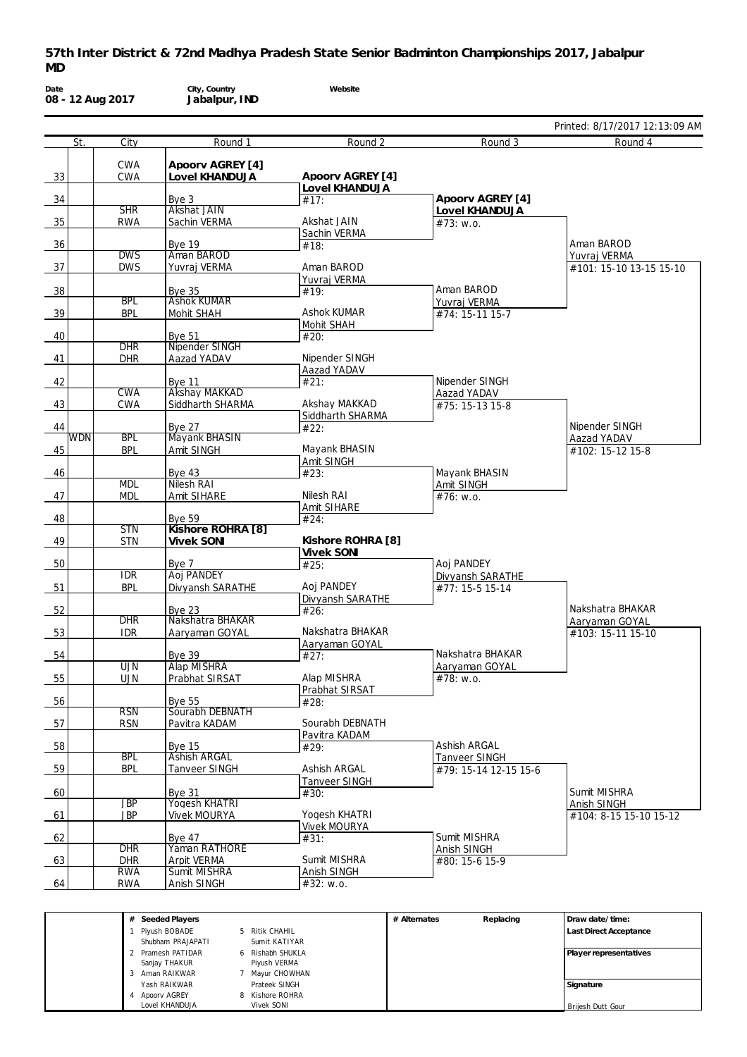# 57th Inter District & 72nd Madhya Pradesh State Senior Badminton Championships 2017, Jabalpur
## MD

| Date | City, Country | Website |
|---|---|---|
| 08 - 12 Aug 2017 | Jabalpur, IND | |

Printed: 8/17/2017 12:13:09 AM

| | St. | City | Round 1 | Round 2 | Round 3 | Round 4 |
|---|---|---|---|---|---|---|
| 33 | | CWA / CWA | **Apoorv AGREY [4]** / **Lovel KHANDUJA** | **Apoorv AGREY [4]** / **Lovel KHANDUJA** | | |
| 34 | | | Bye 3 | #17: | **Apoorv AGREY [4]** / **Lovel KHANDUJA** | |
| 35 | | SHR / RWA | Akshat JAIN / Sachin VERMA | Akshat JAIN / Sachin VERMA | #73: w.o. | |
| 36 | | | Bye 19 | #18: | | Aman BAROD / Yuvraj VERMA |
| 37 | | DWS / DWS | Aman BAROD / Yuvraj VERMA | Aman BAROD / Yuvraj VERMA | | #101: 15-10 13-15 15-10 |
| 38 | | | Bye 35 | #19: | Aman BAROD / Yuvraj VERMA | |
| 39 | | BPL / BPL | Ashok KUMAR / Mohit SHAH | Ashok KUMAR / Mohit SHAH | #74: 15-11 15-7 | |
| 40 | | | Bye 51 | #20: | | |
| 41 | | DHR / DHR | Nipender SINGH / Aazad YADAV | Nipender SINGH / Aazad YADAV | | |
| 42 | | | Bye 11 | #21: | Nipender SINGH / Aazad YADAV | |
| 43 | | CWA / CWA | Akshay MAKKAD / Siddharth SHARMA | Akshay MAKKAD / Siddharth SHARMA | #75: 15-13 15-8 | |
| 44 | WDN | | Bye 27 | #22: | | Nipender SINGH / Aazad YADAV |
| 45 | | BPL / BPL | Mayank BHASIN / Amit SINGH | Mayank BHASIN / Amit SINGH | | #102: 15-12 15-8 |
| 46 | | | Bye 43 | #23: | Mayank BHASIN / Amit SINGH | |
| 47 | | MDL / MDL | Nilesh RAI / Amit SIHARE | Nilesh RAI / Amit SIHARE | #76: w.o. | |
| 48 | | | Bye 59 | #24: | | |
| 49 | | STN / STN | **Kishore ROHRA [8]** / **Vivek SONI** | **Kishore ROHRA [8]** / **Vivek SONI** | | |
| 50 | | | Bye 7 | #25: | Aoj PANDEY / Divyansh SARATHE | |
| 51 | | IDR / BPL | Aoj PANDEY / Divyansh SARATHE | Aoj PANDEY / Divyansh SARATHE | #77: 15-5 15-14 | |
| 52 | | | Bye 23 | #26: | | Nakshatra BHAKAR / Aaryaman GOYAL |
| 53 | | DHR / IDR | Nakshatra BHAKAR / Aaryaman GOYAL | Nakshatra BHAKAR / Aaryaman GOYAL | | #103: 15-11 15-10 |
| 54 | | | Bye 39 | #27: | Nakshatra BHAKAR / Aaryaman GOYAL | |
| 55 | | UJN / UJN | Alap MISHRA / Prabhat SIRSAT | Alap MISHRA / Prabhat SIRSAT | #78: w.o. | |
| 56 | | | Bye 55 | #28: | | |
| 57 | | RSN / RSN | Sourabh DEBNATH / Pavitra KADAM | Sourabh DEBNATH / Pavitra KADAM | | |
| 58 | | | Bye 15 | #29: | Ashish ARGAL / Tanveer SINGH | |
| 59 | | BPL / BPL | Ashish ARGAL / Tanveer SINGH | Ashish ARGAL / Tanveer SINGH | #79: 15-14 12-15 15-6 | |
| 60 | | | Bye 31 | #30: | | Sumit MISHRA / Anish SINGH |
| 61 | | JBP / JBP | Yogesh KHATRI / Vivek MOURYA | Yogesh KHATRI / Vivek MOURYA | | #104: 8-15 15-10 15-12 |
| 62 | | | Bye 47 | #31: | Sumit MISHRA / Anish SINGH | |
| 63 | | DHR / DHR | Yaman RATHORE / Arpit VERMA | Sumit MISHRA / Anish SINGH | #80: 15-6 15-9 | |
| 64 | | RWA / RWA | Sumit MISHRA / Anish SINGH | #32: w.o. | | |

| # | Seeded Players | # | Seeded Players | # Alternates | Replacing | |
|---|---|---|---|---|---|---|
| 1 | Piyush BOBADE / Shubham PRAJAPATI | 5 | Ritik CHAHIL / Sumit KATIYAR | | | Draw date/time: |
| 2 | Pramesh PATIDAR / Sanjay THAKUR | 6 | Rishabh SHUKLA / Piyush VERMA | | | Last Direct Acceptance |
| 3 | Aman RAIKWAR / Yash RAIKWAR | 7 | Mayur CHOWHAN / Prateek SINGH | | | Player representatives |
| 4 | Apoorv AGREY / Lovel KHANDUJA | 8 | Kishore ROHRA / Vivek SONI | | | Signature: Brijesh Dutt Gour |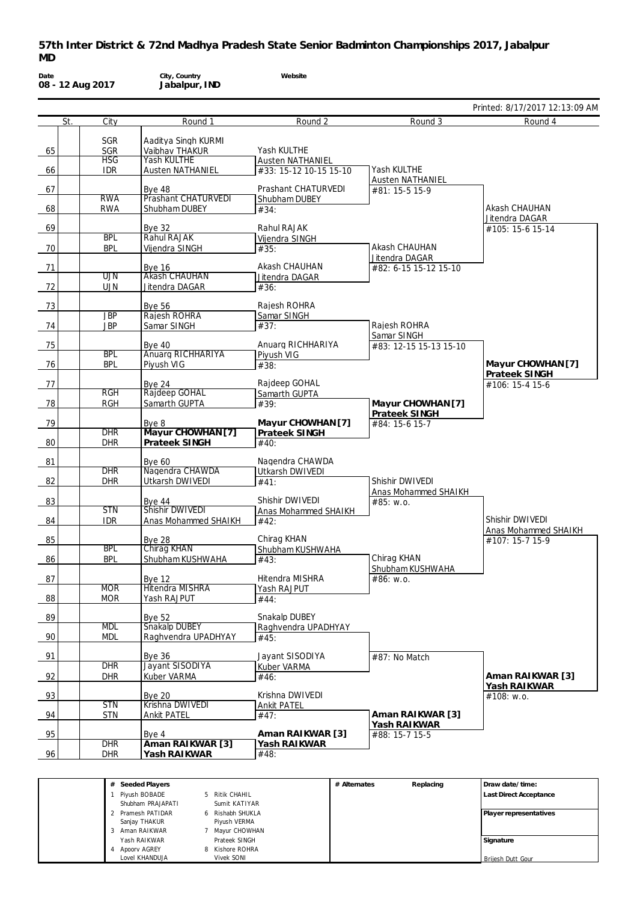# 57th Inter District & 72nd Madhya Pradesh State Senior Badminton Championships 2017, Jabalpur MD

**Date** 08 - 12 Aug 2017 **City, Country** Jabalpur, IND **Website**

Printed: 8/17/2017 12:13:09 AM

| | St. | City | Round 1 | Round 2 | Round 3 | Round 4 |
|---|---|---|---|---|---|---|
| 65 | | SGR / SGR | Aaditya Singh KURMI / Vaibhav THAKUR | Yash KULTHE / Austen NATHANIEL | | |
| 66 | | HSG / IDR | Yash KULTHE / Austen NATHANIEL | #33: 15-12 10-15 15-10 | Yash KULTHE / Austen NATHANIEL | |
| 67 | | | Bye 48 | Prashant CHATURVEDI / Shubham DUBEY | #81: 15-5 15-9 | |
| 68 | | RWA / RWA | Prashant CHATURVEDI / Shubham DUBEY | #34: | | Akash CHAUHAN / Jitendra DAGAR |
| 69 | | | Bye 32 | Rahul RAJAK / Vijendra SINGH | | #105: 15-6 15-14 |
| 70 | | BPL / BPL | Rahul RAJAK / Vijendra SINGH | #35: | Akash CHAUHAN / Jitendra DAGAR | |
| 71 | | | Bye 16 | Akash CHAUHAN / Jitendra DAGAR | #82: 6-15 15-12 15-10 | |
| 72 | | UJN / UJN | Akash CHAUHAN / Jitendra DAGAR | #36: | | |
| 73 | | | Bye 56 | Rajesh ROHRA / Samar SINGH | | |
| 74 | | JBP / JBP | Rajesh ROHRA / Samar SINGH | #37: | Rajesh ROHRA / Samar SINGH | |
| 75 | | | Bye 40 | Anuarg RICHHARIYA / Piyush VIG | #83: 12-15 15-13 15-10 | |
| 76 | | BPL / BPL | Anuarg RICHHARIYA / Piyush VIG | #38: | | **Mayur CHOWHAN [7] / Prateek SINGH** |
| 77 | | | Bye 24 | Rajdeep GOHAL / Samarth GUPTA | | #106: 15-4 15-6 |
| 78 | | RGH / RGH | Rajdeep GOHAL / Samarth GUPTA | #39: | **Mayur CHOWHAN [7] / Prateek SINGH** | |
| 79 | | | Bye 8 | **Mayur CHOWHAN [7] / Prateek SINGH** | #84: 15-6 15-7 | |
| 80 | | DHR / DHR | **Mayur CHOWHAN [7] / Prateek SINGH** | #40: | | |
| 81 | | | Bye 60 | Nagendra CHAWDA / Utkarsh DWIVEDI | | |
| 82 | | DHR / DHR | Nagendra CHAWDA / Utkarsh DWIVEDI | #41: | Shishir DWIVEDI / Anas Mohammed SHAIKH | |
| 83 | | | Bye 44 | Shishir DWIVEDI / Anas Mohammed SHAIKH | #85: w.o. | |
| 84 | | STN / IDR | Shishir DWIVEDI / Anas Mohammed SHAIKH | #42: | | Shishir DWIVEDI / Anas Mohammed SHAIKH |
| 85 | | | Bye 28 | Chirag KHAN / Shubham KUSHWAHA | | #107: 15-7 15-9 |
| 86 | | BPL / BPL | Chirag KHAN / Shubham KUSHWAHA | #43: | Chirag KHAN / Shubham KUSHWAHA | |
| 87 | | | Bye 12 | Hitendra MISHRA / Yash RAJPUT | #86: w.o. | |
| 88 | | MOR / MOR | Hitendra MISHRA / Yash RAJPUT | #44: | | |
| 89 | | | Bye 52 | Snakalp DUBEY / Raghvendra UPADHYAY | | |
| 90 | | MDL / MDL | Snakalp DUBEY / Raghvendra UPADHYAY | #45: | | |
| 91 | | | Bye 36 | Jayant SISODIYA / Kuber VARMA | #87: No Match | |
| 92 | | DHR / DHR | Jayant SISODIYA / Kuber VARMA | #46: | | **Aman RAIKWAR [3] / Yash RAIKWAR** |
| 93 | | | Bye 20 | Krishna DWIVEDI / Ankit PATEL | | #108: w.o. |
| 94 | | STN / STN | Krishna DWIVEDI / Ankit PATEL | #47: | **Aman RAIKWAR [3] / Yash RAIKWAR** | |
| 95 | | | Bye 4 | **Aman RAIKWAR [3] / Yash RAIKWAR** | #88: 15-7 15-5 | |
| 96 | | DHR / DHR | **Aman RAIKWAR [3] / Yash RAIKWAR** | #48: | | |

| # | Seeded Players | # | Seeded Players | # Alternates | Replacing | |
|---|---|---|---|---|---|---|
| 1 | Piyush BOBADE / Shubham PRAJAPATI | 5 | Ritik CHAHIL / Sumit KATIYAR | | | Draw date/time: |
| 2 | Pramesh PATIDAR / Sanjay THAKUR | 6 | Rishabh SHUKLA / Piyush VERMA | | | Last Direct Acceptance |
| 3 | Aman RAIKWAR / Yash RAIKWAR | 7 | Mayur CHOWHAN / Prateek SINGH | | | Player representatives |
| 4 | Apoorv AGREY / Lovel KHANDUJA | 8 | Kishore ROHRA / Vivek SONI | | | Signature: Brijesh Dutt Gour |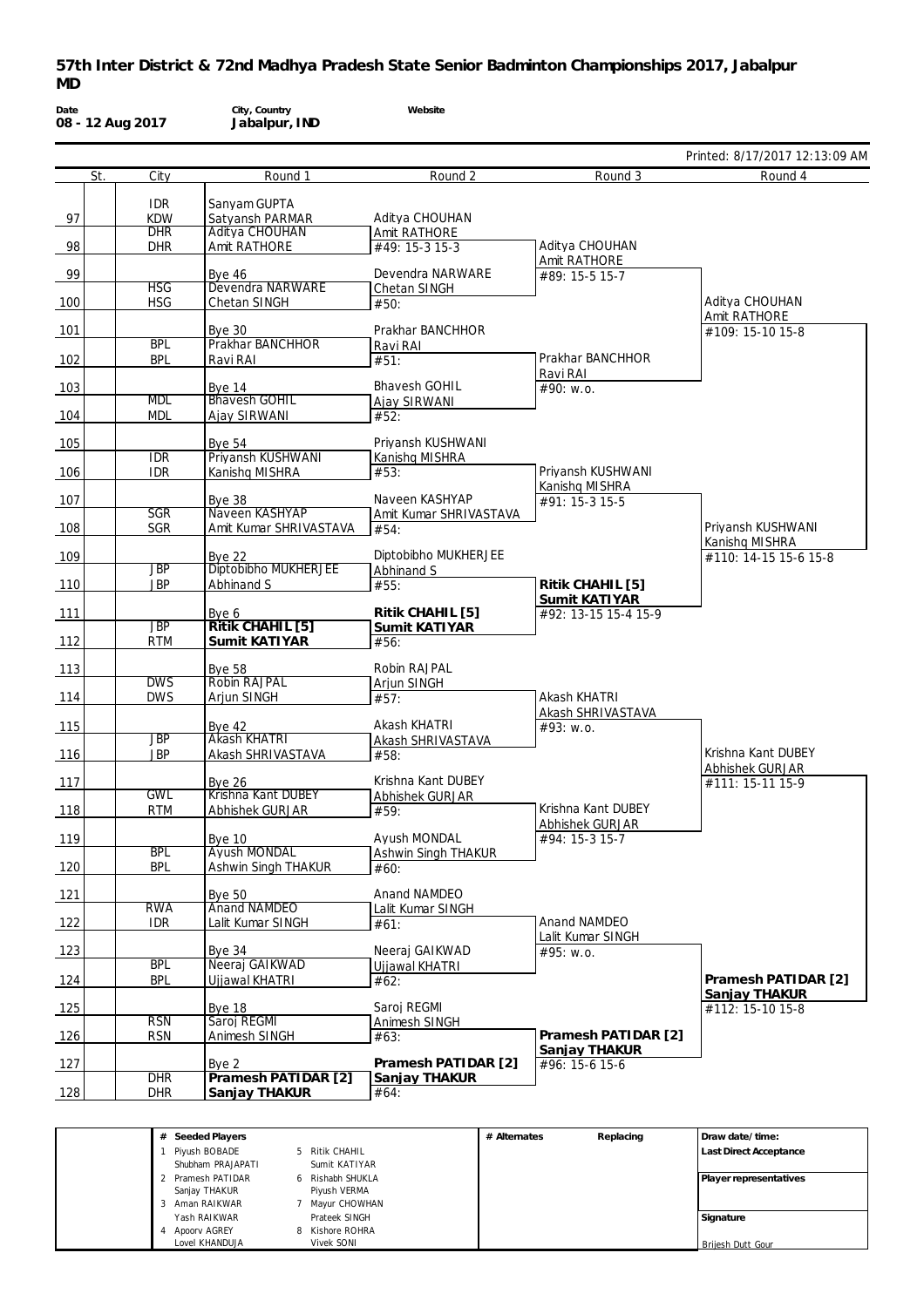# 57th Inter District & 72nd Madhya Pradesh State Senior Badminton Championships 2017, Jabalpur

## MD

**Date** 08 - 12 Aug 2017 | **City, Country** Jabalpur, IND | **Website**

Printed: 8/17/2017 12:13:09 AM

| St. | | City | Round 1 | Round 2 | Round 3 | Round 4 |
|---|---|---|---|---|---|---|
| 97 | | IDR / KDW | Sanyam GUPTA / Satyansh PARMAR | Aditya CHOUHAN / Amit RATHORE | | |
| 98 | | DHR / DHR | Aditya CHOUHAN / Amit RATHORE | #49: 15-3 15-3 | Aditya CHOUHAN / Amit RATHORE | |
| 99 | | | Bye 46 | Devendra NARWARE / Chetan SINGH | #89: 15-5 15-7 | |
| 100 | | HSG / HSG | Devendra NARWARE / Chetan SINGH | #50: | | Aditya CHOUHAN / Amit RATHORE |
| 101 | | | Bye 30 | Prakhar BANCHHOR / Ravi RAI | | #109: 15-10 15-8 |
| 102 | | BPL / BPL | Prakhar BANCHHOR / Ravi RAI | #51: | Prakhar BANCHHOR / Ravi RAI | |
| 103 | | | Bye 14 | Bhavesh GOHIL / Ajay SIRWANI | #90: w.o. | |
| 104 | | MDL / MDL | Bhavesh GOHIL / Ajay SIRWANI | #52: | | |
| 105 | | | Bye 54 | Priyansh KUSHWANI / Kanishq MISHRA | | |
| 106 | | IDR / IDR | Priyansh KUSHWANI / Kanishq MISHRA | #53: | Priyansh KUSHWANI / Kanishq MISHRA | |
| 107 | | | Bye 38 | Naveen KASHYAP / Amit Kumar SHRIVASTAVA | #91: 15-3 15-5 | |
| 108 | | SGR / SGR | Naveen KASHYAP / Amit Kumar SHRIVASTAVA | #54: | | Priyansh KUSHWANI / Kanishq MISHRA |
| 109 | | | Bye 22 | Diptobibho MUKHERJEE / Abhinand S | | #110: 14-15 15-6 15-8 |
| 110 | | JBP / JBP | Diptobibho MUKHERJEE / Abhinand S | #55: | **Ritik CHAHIL [5] / Sumit KATIYAR** | |
| 111 | | | Bye 6 | **Ritik CHAHIL [5] / Sumit KATIYAR** | #92: 13-15 15-4 15-9 | |
| 112 | | JBP / RTM | **Ritik CHAHIL [5] / Sumit KATIYAR** | #56: | | |
| 113 | | | Bye 58 | Robin RAJPAL / Arjun SINGH | | |
| 114 | | DWS / DWS | Robin RAJPAL / Arjun SINGH | #57: | Akash KHATRI / Akash SHRIVASTAVA | |
| 115 | | | Bye 42 | Akash KHATRI / Akash SHRIVASTAVA | #93: w.o. | |
| 116 | | JBP / JBP | Akash KHATRI / Akash SHRIVASTAVA | #58: | | Krishna Kant DUBEY / Abhishek GURJAR |
| 117 | | | Bye 26 | Krishna Kant DUBEY / Abhishek GURJAR | | #111: 15-11 15-9 |
| 118 | | GWL / RTM | Krishna Kant DUBEY / Abhishek GURJAR | #59: | Krishna Kant DUBEY / Abhishek GURJAR | |
| 119 | | | Bye 10 | Ayush MONDAL / Ashwin Singh THAKUR | #94: 15-3 15-7 | |
| 120 | | BPL / BPL | Ayush MONDAL / Ashwin Singh THAKUR | #60: | | |
| 121 | | | Bye 50 | Anand NAMDEO / Lalit Kumar SINGH | | |
| 122 | | RWA / IDR | Anand NAMDEO / Lalit Kumar SINGH | #61: | Anand NAMDEO / Lalit Kumar SINGH | |
| 123 | | | Bye 34 | Neeraj GAIKWAD / Ujjawal KHATRI | #95: w.o. | |
| 124 | | BPL / BPL | Neeraj GAIKWAD / Ujjawal KHATRI | #62: | | **Pramesh PATIDAR [2] / Sanjay THAKUR** |
| 125 | | | Bye 18 | Saroj REGMI / Animesh SINGH | | #112: 15-10 15-8 |
| 126 | | RSN / RSN | Saroj REGMI / Animesh SINGH | #63: | **Pramesh PATIDAR [2] / Sanjay THAKUR** | |
| 127 | | | Bye 2 | **Pramesh PATIDAR [2] / Sanjay THAKUR** | #96: 15-6 15-6 | |
| 128 | | DHR / DHR | **Pramesh PATIDAR [2] / Sanjay THAKUR** | #64: | | |

| # | Seeded Players | # | Seeded Players | # Alternates | Replacing | |
|---|---|---|---|---|---|---|
| 1 | Piyush BOBADE / Shubham PRAJAPATI | 5 | Ritik CHAHIL / Sumit KATIYAR | | | Draw date/time: |
| 2 | Pramesh PATIDAR / Sanjay THAKUR | 6 | Rishabh SHUKLA / Piyush VERMA | | | Last Direct Acceptance |
| 3 | Aman RAIKWAR / Yash RAIKWAR | 7 | Mayur CHOWHAN / Prateek SINGH | | | Player representatives |
| 4 | Apoorv AGREY / Lovel KHANDUJA | 8 | Kishore ROHRA / Vivek SONI | | | Signature: Brijesh Dutt Gour |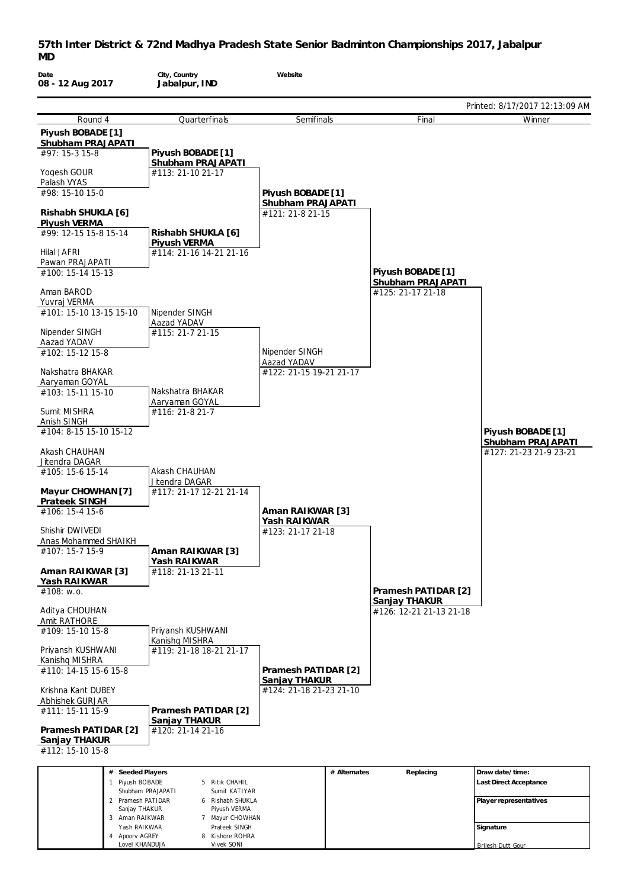# 57th Inter District & 72nd Madhya Pradesh State Senior Badminton Championships 2017, Jabalpur

## MD

| Date | City, Country | Website |
|---|---|---|
| 08 - 12 Aug 2017 | Jabalpur, IND | |

Printed: 8/17/2017 12:13:09 AM

| Round 4 | Quarterfinals | Semifinals | Final | Winner |
|---|---|---|---|---|
| **Piyush BOBADE [1]** / **Shubham PRAJAPATI** | | | | |
| #97: 15-3 15-8 | **Piyush BOBADE [1]** / **Shubham PRAJAPATI** | | | |
| Yogesh GOUR / Palash VYAS | #113: 21-10 21-17 | | | |
| #98: 15-10 15-0 | | **Piyush BOBADE [1]** / **Shubham PRAJAPATI** | | |
| **Rishabh SHUKLA [6]** / **Piyush VERMA** | | #121: 21-8 21-15 | | |
| #99: 12-15 15-8 15-14 | **Rishabh SHUKLA [6]** / **Piyush VERMA** | | | |
| Hilal JAFRI / Pawan PRAJAPATI | #114: 21-16 14-21 21-16 | | | |
| #100: 15-14 15-13 | | | **Piyush BOBADE [1]** / **Shubham PRAJAPATI** | |
| Aman BAROD / Yuvraj VERMA | | | #125: 21-17 21-18 | |
| #101: 15-10 13-15 15-10 | Nipender SINGH / Aazad YADAV | | | |
| Nipender SINGH / Aazad YADAV | #115: 21-7 21-15 | | | |
| #102: 15-12 15-8 | | Nipender SINGH / Aazad YADAV | | |
| Nakshatra BHAKAR / Aaryaman GOYAL | | #122: 21-15 19-21 21-17 | | |
| #103: 15-11 15-10 | Nakshatra BHAKAR / Aaryaman GOYAL | | | |
| Sumit MISHRA / Anish SINGH | #116: 21-8 21-7 | | | |
| #104: 8-15 15-10 15-12 | | | | **Piyush BOBADE [1]** / **Shubham PRAJAPATI** |
| Akash CHAUHAN / Jitendra DAGAR | | | | #127: 21-23 21-9 23-21 |
| #105: 15-6 15-14 | Akash CHAUHAN / Jitendra DAGAR | | | |
| **Mayur CHOWHAN [7]** / **Prateek SINGH** | #117: 21-17 12-21 21-14 | | | |
| #106: 15-4 15-6 | | **Aman RAIKWAR [3]** / **Yash RAIKWAR** | | |
| Shishir DWIVEDI / Anas Mohammed SHAIKH | | #123: 21-17 21-18 | | |
| #107: 15-7 15-9 | **Aman RAIKWAR [3]** / **Yash RAIKWAR** | | | |
| **Aman RAIKWAR [3]** / **Yash RAIKWAR** | #118: 21-13 21-11 | | | |
| #108: w.o. | | | **Pramesh PATIDAR [2]** / **Sanjay THAKUR** | |
| Aditya CHOUHAN / Amit RATHORE | | | #126: 12-21 21-13 21-18 | |
| #109: 15-10 15-8 | Priyansh KUSHWANI / Kanishq MISHRA | | | |
| Priyansh KUSHWANI / Kanishq MISHRA | #119: 21-18 18-21 21-17 | | | |
| #110: 14-15 15-6 15-8 | | **Pramesh PATIDAR [2]** / **Sanjay THAKUR** | | |
| Krishna Kant DUBEY / Abhishek GURJAR | | #124: 21-18 21-23 21-10 | | |
| #111: 15-11 15-9 | **Pramesh PATIDAR [2]** / **Sanjay THAKUR** | | | |
| **Pramesh PATIDAR [2]** / **Sanjay THAKUR** | #120: 21-14 21-16 | | | |
| #112: 15-10 15-8 | | | | |

| # | Seeded Players | # | Seeded Players |
|---|---|---|---|
| 1 | Piyush BOBADE / Shubham PRAJAPATI | 5 | Ritik CHAHIL / Sumit KATIYAR |
| 2 | Pramesh PATIDAR / Sanjay THAKUR | 6 | Rishabh SHUKLA / Piyush VERMA |
| 3 | Aman RAIKWAR / Yash RAIKWAR | 7 | Mayur CHOWHAN / Prateek SINGH |
| 4 | Apoorv AGREY / Lovel KHANDUJA | 8 | Kishore ROHRA / Vivek SONI |

# Alternates | Replacing

Draw date/time:

Last Direct Acceptance

Player representatives

Signature

Brijesh Dutt Gour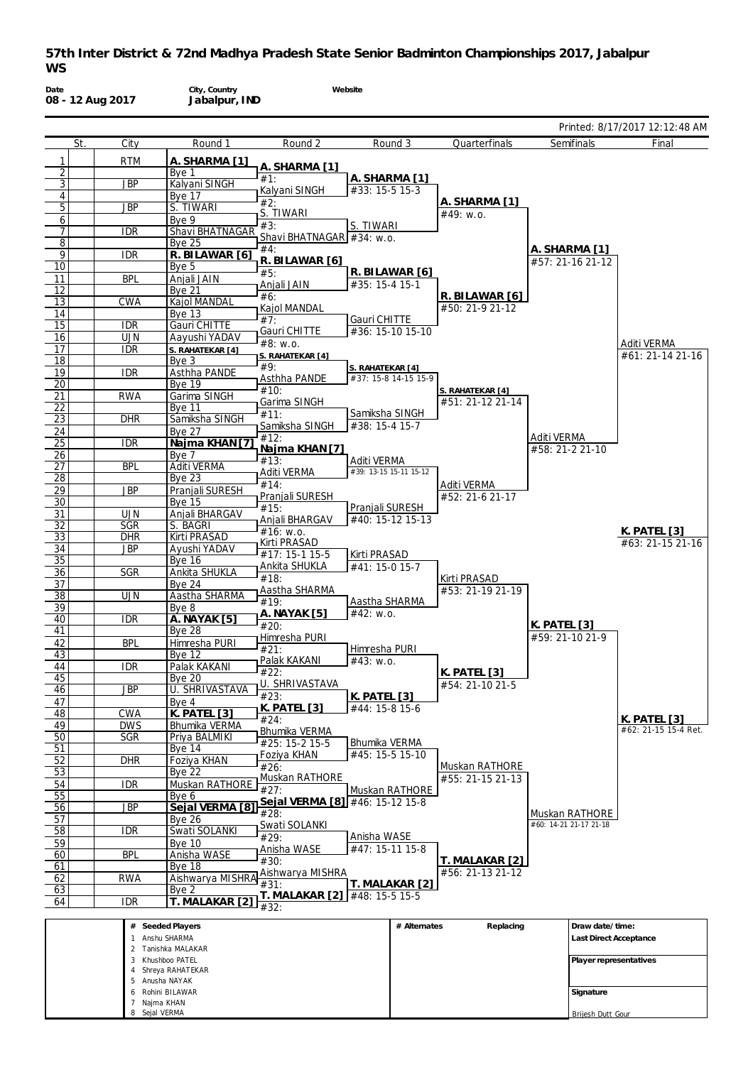# 57th Inter District & 72nd Madhya Pradesh State Senior Badminton Championships 2017, Jabalpur

## WS

| Date | City, Country | Website |
|---|---|---|
| 08 - 12 Aug 2017 | Jabalpur, IND | |

Printed: 8/17/2017 12:12:48 AM

| | St. | City | Round 1 | Round 2 | Round 3 | Quarterfinals | Semifinals | Final |
|---|---|---|---|---|---|---|---|---|
| 1 | | RTM | A. SHARMA [1] | A. SHARMA [1] | A. SHARMA [1] | A. SHARMA [1] | A. SHARMA [1] | Aditi VERMA |
| 2 | | | Bye 1 | #1: | #33: 15-5 15-3 | #49: w.o. | #57: 21-16 21-12 | #61: 21-14 21-16 |
| 3 | | JBP | Kalyani SINGH | Kalyani SINGH | | | | |
| 4 | | | Bye 17 | #2: | | | | |
| 5 | | JBP | S. TIWARI | S. TIWARI | S. TIWARI | | | |
| 6 | | | Bye 9 | #3: | #34: w.o. | | | |
| 7 | | IDR | Shavi BHATNAGAR | Shavi BHATNAGAR | | | | |
| 8 | | | Bye 25 | #4: | | | | |
| 9 | | IDR | R. BILAWAR [6] | R. BILAWAR [6] | R. BILAWAR [6] | R. BILAWAR [6] | | |
| 10 | | | Bye 5 | #5: | #35: 15-4 15-1 | #50: 21-9 21-12 | | |
| 11 | | BPL | Anjali JAIN | Anjali JAIN | | | | |
| 12 | | | Bye 21 | #6: | | | | |
| 13 | | CWA | Kajol MANDAL | Kajol MANDAL | Gauri CHITTE | | | |
| 14 | | | Bye 13 | #7: | #36: 15-10 15-10 | | | |
| 15 | | IDR | Gauri CHITTE | Gauri CHITTE | | | | |
| 16 | | UJN | Aayushi YADAV | #8: w.o. | | | | |
| 17 | | IDR | S. RAHATEKAR [4] | S. RAHATEKAR [4] | S. RAHATEKAR [4] | S. RAHATEKAR [4] | Aditi VERMA | |
| 18 | | | Bye 3 | #9: | #37: 15-8 14-15 15-9 | #51: 21-12 21-14 | #58: 21-2 21-10 | |
| 19 | | IDR | Asthha PANDE | Asthha PANDE | | | | |
| 20 | | | Bye 19 | #10: | | | | |
| 21 | | RWA | Garima SINGH | Garima SINGH | Samiksha SINGH | | | |
| 22 | | | Bye 11 | #11: | #38: 15-4 15-7 | | | |
| 23 | | DHR | Samiksha SINGH | Samiksha SINGH | | | | |
| 24 | | | Bye 27 | #12: | | | | |
| 25 | | IDR | Najma KHAN [7] | Najma KHAN [7] | Aditi VERMA | Aditi VERMA | | |
| 26 | | | Bye 7 | #13: | #39: 13-15 15-11 15-12 | #52: 21-6 21-17 | | |
| 27 | | BPL | Aditi VERMA | Aditi VERMA | | | | |
| 28 | | | Bye 23 | #14: | | | | |
| 29 | | JBP | Pranjali SURESH | Pranjali SURESH | Pranjali SURESH | | | |
| 30 | | | Bye 15 | #15: | #40: 15-12 15-13 | | | |
| 31 | | UJN | Anjali BHARGAV | Anjali BHARGAV | | | | |
| 32 | | SGR | S. BAGRI | #16: w.o. | | | | K. PATEL [3] |
| 33 | | DHR | Kirti PRASAD | Kirti PRASAD | Kirti PRASAD | Kirti PRASAD | K. PATEL [3] | #63: 21-15 21-16 |
| 34 | | JBP | Ayushi YADAV | #17: 15-1 15-5 | #41: 15-0 15-7 | #53: 21-19 21-19 | #59: 21-10 21-9 | |
| 35 | | | Bye 16 | Ankita SHUKLA | | | | |
| 36 | | SGR | Ankita SHUKLA | #18: | | | | |
| 37 | | | Bye 24 | Aastha SHARMA | Aastha SHARMA | | | |
| 38 | | UJN | Aastha SHARMA | #19: | #42: w.o. | | | |
| 39 | | | Bye 8 | A. NAYAK [5] | | | | |
| 40 | | IDR | A. NAYAK [5] | #20: | | | | |
| 41 | | | Bye 28 | Himresha PURI | Himresha PURI | K. PATEL [3] | | |
| 42 | | BPL | Himresha PURI | #21: | #43: w.o. | #54: 21-10 21-5 | | |
| 43 | | | Bye 12 | Palak KAKANI | | | | |
| 44 | | IDR | Palak KAKANI | #22: | | | | |
| 45 | | | Bye 20 | U. SHRIVASTAVA | K. PATEL [3] | | | |
| 46 | | JBP | U. SHRIVASTAVA | #23: | #44: 15-8 15-6 | | | |
| 47 | | | Bye 4 | K. PATEL [3] | | | | |
| 48 | | CWA | K. PATEL [3] | #24: | | | | K. PATEL [3] |
| 49 | | DWS | Bhumika VERMA | Bhumika VERMA | Bhumika VERMA | Muskan RATHORE | Muskan RATHORE | #62: 21-15 15-4 Ret. |
| 50 | | SGR | Priya BALMIKI | #25: 15-2 15-5 | #45: 15-5 15-10 | #55: 21-15 21-13 | #60: 14-21 21-17 21-18 | |
| 51 | | | Bye 14 | Foziya KHAN | | | | |
| 52 | | DHR | Foziya KHAN | #26: | | | | |
| 53 | | | Bye 22 | Muskan RATHORE | Muskan RATHORE | | | |
| 54 | | IDR | Muskan RATHORE | #27: | #46: 15-12 15-8 | | | |
| 55 | | | Bye 6 | Sejal VERMA [8] | | | | |
| 56 | | JBP | Sejal VERMA [8] | #28: | | | | |
| 57 | | | Bye 26 | Swati SOLANKI | Anisha WASE | T. MALAKAR [2] | | |
| 58 | | IDR | Swati SOLANKI | #29: | #47: 15-11 15-8 | #56: 21-13 21-12 | | |
| 59 | | | Bye 10 | Anisha WASE | | | | |
| 60 | | BPL | Anisha WASE | #30: | | | | |
| 61 | | | Bye 18 | Aishwarya MISHRA | T. MALAKAR [2] | | | |
| 62 | | RWA | Aishwarya MISHRA | #31: | #48: 15-5 15-5 | | | |
| 63 | | | Bye 2 | T. MALAKAR [2] | | | | |
| 64 | | IDR | T. MALAKAR [2] | #32: | | | | |

| # | Seeded Players |
|---|---|
| 1 | Anshu SHARMA |
| 2 | Tanishka MALAKAR |
| 3 | Khushboo PATEL |
| 4 | Shreya RAHATEKAR |
| 5 | Anusha NAYAK |
| 6 | Rohini BILAWAR |
| 7 | Najma KHAN |
| 8 | Sejal VERMA |

| # Alternates | Replacing |
|---|---|
| | |

Draw date/time:

Last Direct Acceptance

Player representatives

Signature

Brijesh Dutt Gour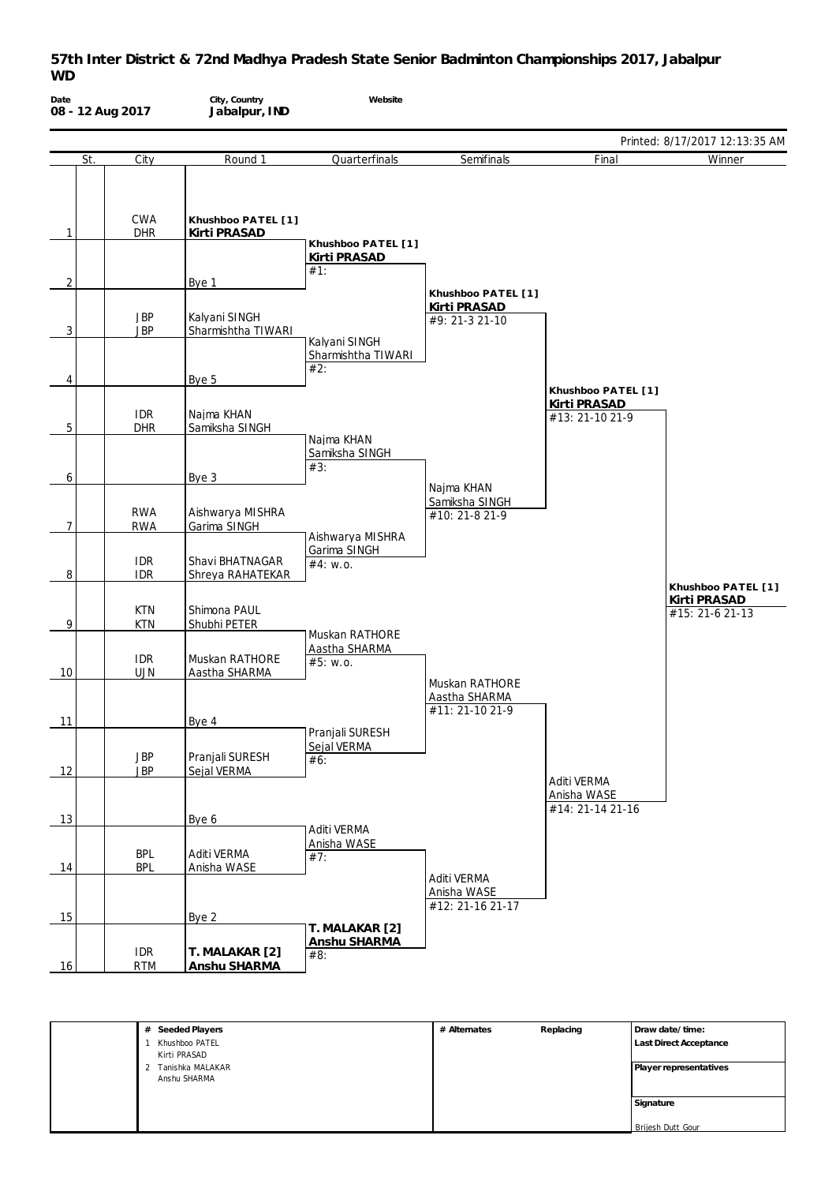# 57th Inter District & 72nd Madhya Pradesh State Senior Badminton Championships 2017, Jabalpur

## WD

**Date:** 08 - 12 Aug 2017

**City, Country:** Jabalpur, IND

**Website**

Printed: 8/17/2017 12:13:35 AM

| | St. | City | Round 1 | Quarterfinals | Semifinals | Final | Winner |
|---|---|---|---|---|---|---|---|
| 1 | | CWA / DHR | **Khushboo PATEL [1]** / **Kirti PRASAD** | | | | |
| | | | | **Khushboo PATEL [1]** / **Kirti PRASAD** #1: | | | |
| 2 | | | Bye 1 | | | | |
| | | | | | **Khushboo PATEL [1]** / **Kirti PRASAD** #9: 21-3 21-10 | | |
| 3 | | JBP / JBP | Kalyani SINGH / Sharmishtha TIWARI | | | | |
| | | | | Kalyani SINGH / Sharmishtha TIWARI #2: | | | |
| 4 | | | Bye 5 | | | | |
| | | | | | | **Khushboo PATEL [1]** / **Kirti PRASAD** #13: 21-10 21-9 | |
| 5 | | IDR / DHR | Najma KHAN / Samiksha SINGH | | | | |
| | | | | Najma KHAN / Samiksha SINGH #3: | | | |
| 6 | | | Bye 3 | | | | |
| | | | | | Najma KHAN / Samiksha SINGH #10: 21-8 21-9 | | |
| 7 | | RWA / RWA | Aishwarya MISHRA / Garima SINGH | | | | |
| | | | | Aishwarya MISHRA / Garima SINGH #4: w.o. | | | |
| 8 | | IDR / IDR | Shavi BHATNAGAR / Shreya RAHATEKAR | | | | |
| | | | | | | | **Khushboo PATEL [1]** / **Kirti PRASAD** #15: 21-6 21-13 |
| 9 | | KTN / KTN | Shimona PAUL / Shubhi PETER | | | | |
| | | | | Muskan RATHORE / Aastha SHARMA #5: w.o. | | | |
| 10 | | IDR / UJN | Muskan RATHORE / Aastha SHARMA | | | | |
| | | | | | Muskan RATHORE / Aastha SHARMA #11: 21-10 21-9 | | |
| 11 | | | Bye 4 | | | | |
| | | | | Pranjali SURESH / Sejal VERMA #6: | | | |
| 12 | | JBP / JBP | Pranjali SURESH / Sejal VERMA | | | | |
| | | | | | | Aditi VERMA / Anisha WASE #14: 21-14 21-16 | |
| 13 | | | Bye 6 | | | | |
| | | | | Aditi VERMA / Anisha WASE #7: | | | |
| 14 | | BPL / BPL | Aditi VERMA / Anisha WASE | | | | |
| | | | | | Aditi VERMA / Anisha WASE #12: 21-16 21-17 | | |
| 15 | | | Bye 2 | | | | |
| | | | | **T. MALAKAR [2]** / **Anshu SHARMA** #8: | | | |
| 16 | | IDR / RTM | **T. MALAKAR [2]** / **Anshu SHARMA** | | | | |

| # | Seeded Players | # Alternates | Replacing | Draw date/time: |
|---|---|---|---|---|
| 1 | Khushboo PATEL / Kirti PRASAD | | | Last Direct Acceptance |
| 2 | Tanishka MALAKAR / Anshu SHARMA | | | Player representatives |
| | | | | Signature |
| | | | | Brijesh Dutt Gour |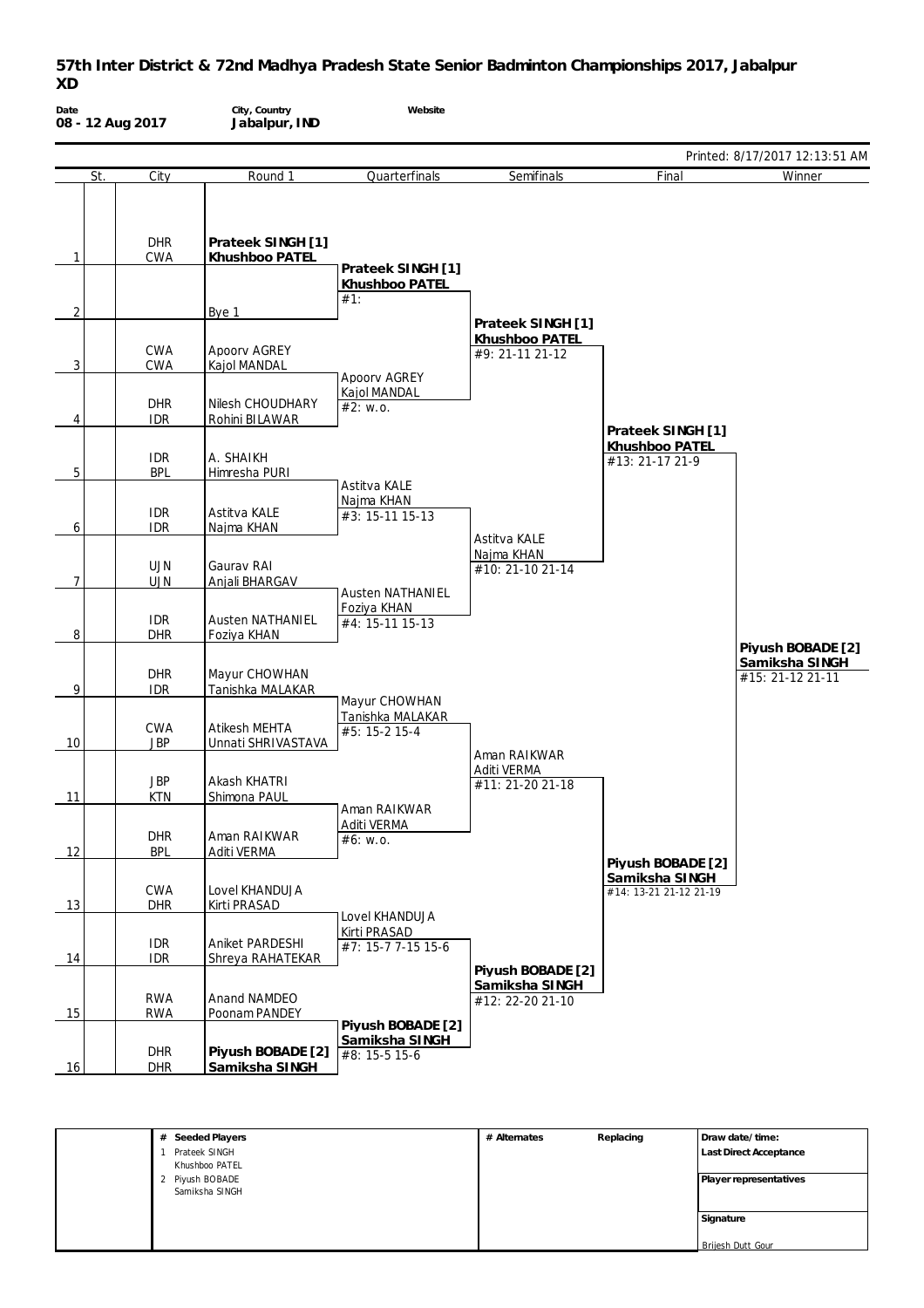# 57th Inter District & 72nd Madhya Pradesh State Senior Badminton Championships 2017, Jabalpur

## XD

| Date | City, Country | Website |
|---|---|---|
| 08 - 12 Aug 2017 | Jabalpur, IND | |

Printed: 8/17/2017 12:13:51 AM

| | St. | City | Round 1 | Quarterfinals | Semifinals | Final | Winner |
|---|---|---|---|---|---|---|---|
| 1 | | DHR / CWA | **Prateek SINGH [1] / Khushboo PATEL** | **Prateek SINGH [1] / Khushboo PATEL** #1: | | | |
| 2 | | | Bye 1 | | **Prateek SINGH [1] / Khushboo PATEL** #9: 21-11 21-12 | | |
| 3 | | CWA / CWA | Apoorv AGREY / Kajol MANDAL | Apoorv AGREY / Kajol MANDAL #2: w.o. | | | |
| 4 | | DHR / IDR | Nilesh CHOUDHARY / Rohini BILAWAR | | | **Prateek SINGH [1] / Khushboo PATEL** #13: 21-17 21-9 | |
| 5 | | IDR / BPL | A. SHAIKH / Himresha PURI | Astitva KALE / Najma KHAN #3: 15-11 15-13 | | | |
| 6 | | IDR / IDR | Astitva KALE / Najma KHAN | | Astitva KALE / Najma KHAN #10: 21-10 21-14 | | |
| 7 | | UJN / UJN | Gaurav RAI / Anjali BHARGAV | Austen NATHANIEL / Foziya KHAN #4: 15-11 15-13 | | | |
| 8 | | IDR / DHR | Austen NATHANIEL / Foziya KHAN | | | | **Piyush BOBADE [2] / Samiksha SINGH** #15: 21-12 21-11 |
| 9 | | DHR / IDR | Mayur CHOWHAN / Tanishka MALAKAR | Mayur CHOWHAN / Tanishka MALAKAR #5: 15-2 15-4 | | | |
| 10 | | CWA / JBP | Atikesh MEHTA / Unnati SHRIVASTAVA | | Aman RAIKWAR / Aditi VERMA #11: 21-20 21-18 | | |
| 11 | | JBP / KTN | Akash KHATRI / Shimona PAUL | Aman RAIKWAR / Aditi VERMA #6: w.o. | | | |
| 12 | | DHR / BPL | Aman RAIKWAR / Aditi VERMA | | | **Piyush BOBADE [2] / Samiksha SINGH** #14: 13-21 21-12 21-19 | |
| 13 | | CWA / DHR | Lovel KHANDUJA / Kirti PRASAD | Lovel KHANDUJA / Kirti PRASAD #7: 15-7 7-15 15-6 | | | |
| 14 | | IDR / IDR | Aniket PARDESHI / Shreya RAHATEKAR | | **Piyush BOBADE [2] / Samiksha SINGH** #12: 22-20 21-10 | | |
| 15 | | RWA / RWA | Anand NAMDEO / Poonam PANDEY | **Piyush BOBADE [2] / Samiksha SINGH** #8: 15-5 15-6 | | | |
| 16 | | DHR / DHR | **Piyush BOBADE [2] / Samiksha SINGH** | | | | |

| # | Seeded Players | # Alternates | Replacing | Draw date/time: |
|---|---|---|---|---|
| 1 | Prateek SINGH / Khushboo PATEL | | | Last Direct Acceptance |
| 2 | Piyush BOBADE / Samiksha SINGH | | | Player representatives |
| | | | | Signature |
| | | | | Brijesh Dutt Gour |